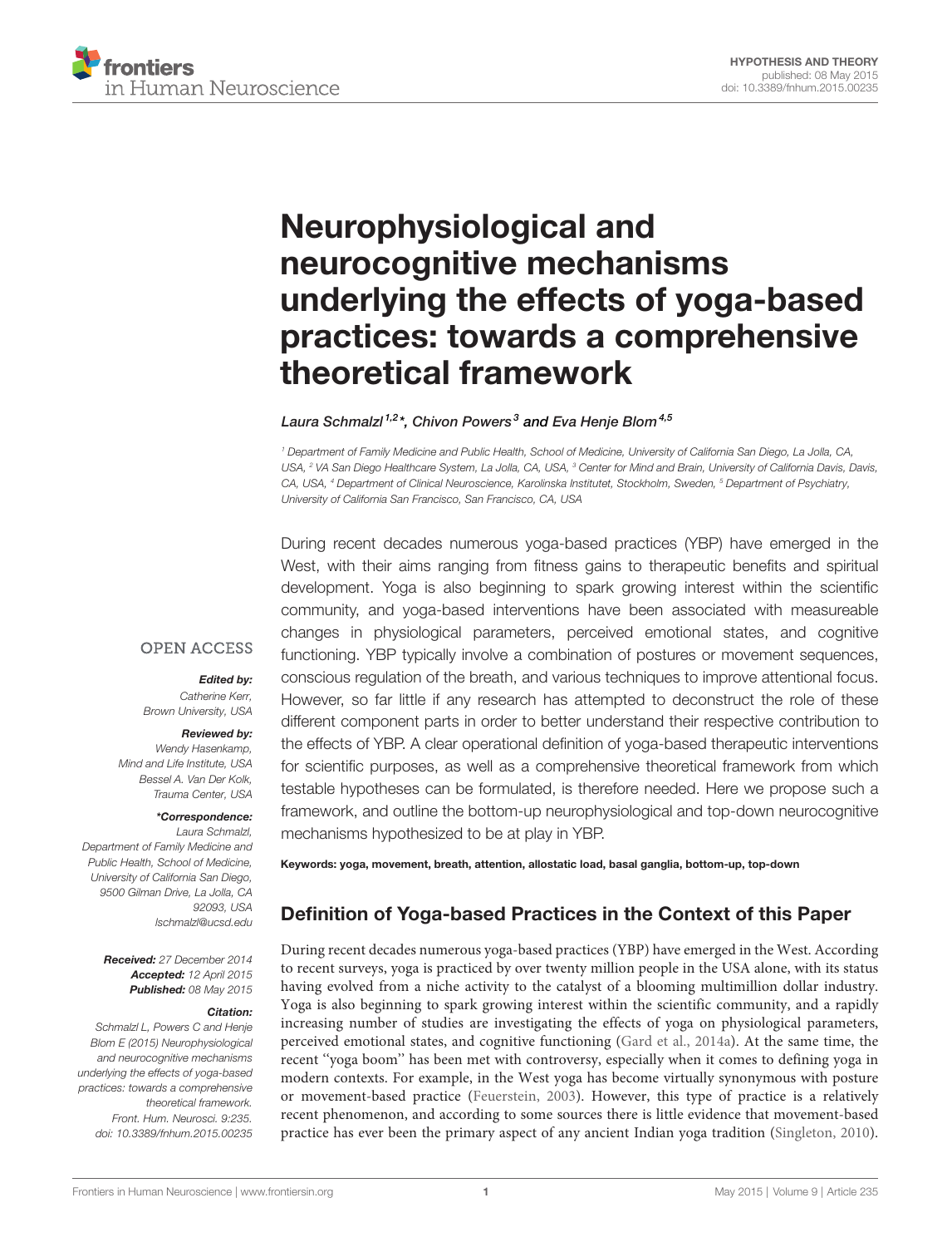HYPOTHESIS AND THEORY
published: 08 May 2015
doi: 10.3389/fnhum.2015.00235

# Neurophysiological and neurocognitive mechanisms underlying the effects of yoga-based practices: towards a comprehensive theoretical framework

*Laura Schmalzl[1,2]*, Chivon Powers[3] and Eva Henje Blom[4,5]*

[1] Department of Family Medicine and Public Health, School of Medicine, University of California San Diego, La Jolla, CA, USA, [2] VA San Diego Healthcare System, La Jolla, CA, USA, [3] Center for Mind and Brain, University of California Davis, Davis, CA, USA, [4] Department of Clinical Neuroscience, Karolinska Institutet, Stockholm, Sweden, [5] Department of Psychiatry, University of California San Francisco, San Francisco, CA, USA

OPEN ACCESS

***Edited by:***
Catherine Kerr,
Brown University, USA

***Reviewed by:***
Wendy Hasenkamp,
Mind and Life Institute, USA
Bessel A. Van Der Kolk,
Trauma Center, USA

***\*Correspondence:***
Laura Schmalzl,
Department of Family Medicine and Public Health, School of Medicine, University of California San Diego, 9500 Gilman Drive, La Jolla, CA 92093, USA
lschmalzl@ucsd.edu

***Received:*** 27 December 2014
***Accepted:*** 12 April 2015
***Published:*** 08 May 2015

***Citation:***
Schmalzl L, Powers C and Henje Blom E (2015) Neurophysiological and neurocognitive mechanisms underlying the effects of yoga-based practices: towards a comprehensive theoretical framework.
Front. Hum. Neurosci. 9:235.
doi: 10.3389/fnhum.2015.00235

During recent decades numerous yoga-based practices (YBP) have emerged in the West, with their aims ranging from fitness gains to therapeutic benefits and spiritual development. Yoga is also beginning to spark growing interest within the scientific community, and yoga-based interventions have been associated with measureable changes in physiological parameters, perceived emotional states, and cognitive functioning. YBP typically involve a combination of postures or movement sequences, conscious regulation of the breath, and various techniques to improve attentional focus. However, so far little if any research has attempted to deconstruct the role of these different component parts in order to better understand their respective contribution to the effects of YBP. A clear operational definition of yoga-based therapeutic interventions for scientific purposes, as well as a comprehensive theoretical framework from which testable hypotheses can be formulated, is therefore needed. Here we propose such a framework, and outline the bottom-up neurophysiological and top-down neurocognitive mechanisms hypothesized to be at play in YBP.

**Keywords: yoga, movement, breath, attention, allostatic load, basal ganglia, bottom-up, top-down**

## Definition of Yoga-based Practices in the Context of this Paper

During recent decades numerous yoga-based practices (YBP) have emerged in the West. According to recent surveys, yoga is practiced by over twenty million people in the USA alone, with its status having evolved from a niche activity to the catalyst of a blooming multimillion dollar industry. Yoga is also beginning to spark growing interest within the scientific community, and a rapidly increasing number of studies are investigating the effects of yoga on physiological parameters, perceived emotional states, and cognitive functioning (Gard et al., 2014a). At the same time, the recent "yoga boom" has been met with controversy, especially when it comes to defining yoga in modern contexts. For example, in the West yoga has become virtually synonymous with posture or movement-based practice (Feuerstein, 2003). However, this type of practice is a relatively recent phenomenon, and according to some sources there is little evidence that movement-based practice has ever been the primary aspect of any ancient Indian yoga tradition (Singleton, 2010).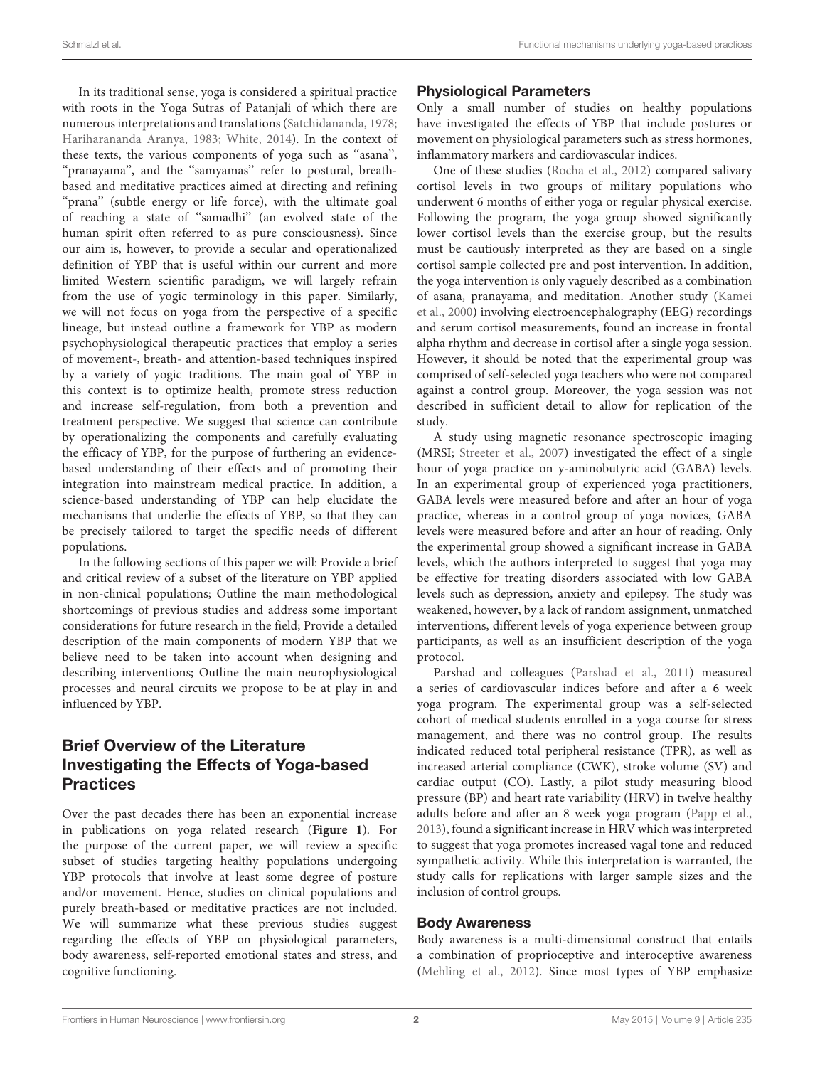In its traditional sense, yoga is considered a spiritual practice with roots in the Yoga Sutras of Patanjali of which there are numerous interpretations and translations (Satchidananda, 1978; Hariharananda Aranya, 1983; White, 2014). In the context of these texts, the various components of yoga such as "asana", "pranayama", and the "samyamas" refer to postural, breath-based and meditative practices aimed at directing and refining "prana" (subtle energy or life force), with the ultimate goal of reaching a state of "samadhi" (an evolved state of the human spirit often referred to as pure consciousness). Since our aim is, however, to provide a secular and operationalized definition of YBP that is useful within our current and more limited Western scientific paradigm, we will largely refrain from the use of yogic terminology in this paper. Similarly, we will not focus on yoga from the perspective of a specific lineage, but instead outline a framework for YBP as modern psychophysiological therapeutic practices that employ a series of movement-, breath- and attention-based techniques inspired by a variety of yogic traditions. The main goal of YBP in this context is to optimize health, promote stress reduction and increase self-regulation, from both a prevention and treatment perspective. We suggest that science can contribute by operationalizing the components and carefully evaluating the efficacy of YBP, for the purpose of furthering an evidence-based understanding of their effects and of promoting their integration into mainstream medical practice. In addition, a science-based understanding of YBP can help elucidate the mechanisms that underlie the effects of YBP, so that they can be precisely tailored to target the specific needs of different populations.

In the following sections of this paper we will: Provide a brief and critical review of a subset of the literature on YBP applied in non-clinical populations; Outline the main methodological shortcomings of previous studies and address some important considerations for future research in the field; Provide a detailed description of the main components of modern YBP that we believe need to be taken into account when designing and describing interventions; Outline the main neurophysiological processes and neural circuits we propose to be at play in and influenced by YBP.

## Brief Overview of the Literature Investigating the Effects of Yoga-based Practices

Over the past decades there has been an exponential increase in publications on yoga related research (**Figure 1**). For the purpose of the current paper, we will review a specific subset of studies targeting healthy populations undergoing YBP protocols that involve at least some degree of posture and/or movement. Hence, studies on clinical populations and purely breath-based or meditative practices are not included. We will summarize what these previous studies suggest regarding the effects of YBP on physiological parameters, body awareness, self-reported emotional states and stress, and cognitive functioning.

### Physiological Parameters

Only a small number of studies on healthy populations have investigated the effects of YBP that include postures or movement on physiological parameters such as stress hormones, inflammatory markers and cardiovascular indices.

One of these studies (Rocha et al., 2012) compared salivary cortisol levels in two groups of military populations who underwent 6 months of either yoga or regular physical exercise. Following the program, the yoga group showed significantly lower cortisol levels than the exercise group, but the results must be cautiously interpreted as they are based on a single cortisol sample collected pre and post intervention. In addition, the yoga intervention is only vaguely described as a combination of asana, pranayama, and meditation. Another study (Kamei et al., 2000) involving electroencephalography (EEG) recordings and serum cortisol measurements, found an increase in frontal alpha rhythm and decrease in cortisol after a single yoga session. However, it should be noted that the experimental group was comprised of self-selected yoga teachers who were not compared against a control group. Moreover, the yoga session was not described in sufficient detail to allow for replication of the study.

A study using magnetic resonance spectroscopic imaging (MRSI; Streeter et al., 2007) investigated the effect of a single hour of yoga practice on γ-aminobutyric acid (GABA) levels. In an experimental group of experienced yoga practitioners, GABA levels were measured before and after an hour of yoga practice, whereas in a control group of yoga novices, GABA levels were measured before and after an hour of reading. Only the experimental group showed a significant increase in GABA levels, which the authors interpreted to suggest that yoga may be effective for treating disorders associated with low GABA levels such as depression, anxiety and epilepsy. The study was weakened, however, by a lack of random assignment, unmatched interventions, different levels of yoga experience between group participants, as well as an insufficient description of the yoga protocol.

Parshad and colleagues (Parshad et al., 2011) measured a series of cardiovascular indices before and after a 6 week yoga program. The experimental group was a self-selected cohort of medical students enrolled in a yoga course for stress management, and there was no control group. The results indicated reduced total peripheral resistance (TPR), as well as increased arterial compliance (CWK), stroke volume (SV) and cardiac output (CO). Lastly, a pilot study measuring blood pressure (BP) and heart rate variability (HRV) in twelve healthy adults before and after an 8 week yoga program (Papp et al., 2013), found a significant increase in HRV which was interpreted to suggest that yoga promotes increased vagal tone and reduced sympathetic activity. While this interpretation is warranted, the study calls for replications with larger sample sizes and the inclusion of control groups.

### Body Awareness

Body awareness is a multi-dimensional construct that entails a combination of proprioceptive and interoceptive awareness (Mehling et al., 2012). Since most types of YBP emphasize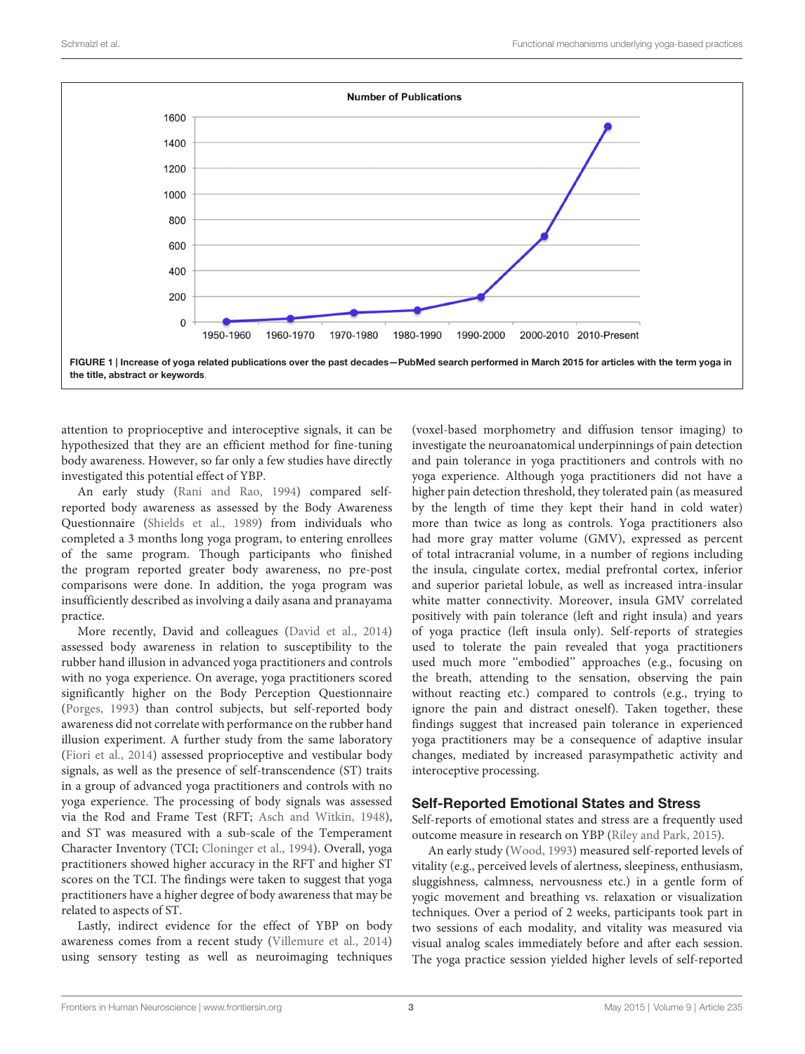Number of Publications

1600
1400
1200
1000
800
600
400
200
0

1950-1960 1960-1970 1970-1980 1980-1990 1990-2000 2000-2010 2010-Present

**FIGURE 1 | Increase of yoga related publications over the past decades—PubMed search performed in March 2015 for articles with the term yoga in the title, abstract or keywords.**

attention to proprioceptive and interoceptive signals, it can be hypothesized that they are an efficient method for fine-tuning body awareness. However, so far only a few studies have directly investigated this potential effect of YBP.

An early study (Rani and Rao, 1994) compared self-reported body awareness as assessed by the Body Awareness Questionnaire (Shields et al., 1989) from individuals who completed a 3 months long yoga program, to entering enrollees of the same program. Though participants who finished the program reported greater body awareness, no pre-post comparisons were done. In addition, the yoga program was insufficiently described as involving a daily asana and pranayama practice.

More recently, David and colleagues (David et al., 2014) assessed body awareness in relation to susceptibility to the rubber hand illusion in advanced yoga practitioners and controls with no yoga experience. On average, yoga practitioners scored significantly higher on the Body Perception Questionnaire (Porges, 1993) than control subjects, but self-reported body awareness did not correlate with performance on the rubber hand illusion experiment. A further study from the same laboratory (Fiori et al., 2014) assessed proprioceptive and vestibular body signals, as well as the presence of self-transcendence (ST) traits in a group of advanced yoga practitioners and controls with no yoga experience. The processing of body signals was assessed via the Rod and Frame Test (RFT; Asch and Witkin, 1948), and ST was measured with a sub-scale of the Temperament Character Inventory (TCI; Cloninger et al., 1994). Overall, yoga practitioners showed higher accuracy in the RFT and higher ST scores on the TCI. The findings were taken to suggest that yoga practitioners have a higher degree of body awareness that may be related to aspects of ST.

Lastly, indirect evidence for the effect of YBP on body awareness comes from a recent study (Villemure et al., 2014) using sensory testing as well as neuroimaging techniques (voxel-based morphometry and diffusion tensor imaging) to investigate the neuroanatomical underpinnings of pain detection and pain tolerance in yoga practitioners and controls with no yoga experience. Although yoga practitioners did not have a higher pain detection threshold, they tolerated pain (as measured by the length of time they kept their hand in cold water) more than twice as long as controls. Yoga practitioners also had more gray matter volume (GMV), expressed as percent of total intracranial volume, in a number of regions including the insula, cingulate cortex, medial prefrontal cortex, inferior and superior parietal lobule, as well as increased intra-insular white matter connectivity. Moreover, insula GMV correlated positively with pain tolerance (left and right insula) and years of yoga practice (left insula only). Self-reports of strategies used to tolerate the pain revealed that yoga practitioners used much more "embodied" approaches (e.g., focusing on the breath, attending to the sensation, observing the pain without reacting etc.) compared to controls (e.g., trying to ignore the pain and distract oneself). Taken together, these findings suggest that increased pain tolerance in experienced yoga practitioners may be a consequence of adaptive insular changes, mediated by increased parasympathetic activity and interoceptive processing.

## Self-Reported Emotional States and Stress

Self-reports of emotional states and stress are a frequently used outcome measure in research on YBP (Riley and Park, 2015).

An early study (Wood, 1993) measured self-reported levels of vitality (e.g., perceived levels of alertness, sleepiness, enthusiasm, sluggishness, calmness, nervousness etc.) in a gentle form of yogic movement and breathing vs. relaxation or visualization techniques. Over a period of 2 weeks, participants took part in two sessions of each modality, and vitality was measured via visual analog scales immediately before and after each session. The yoga practice session yielded higher levels of self-reported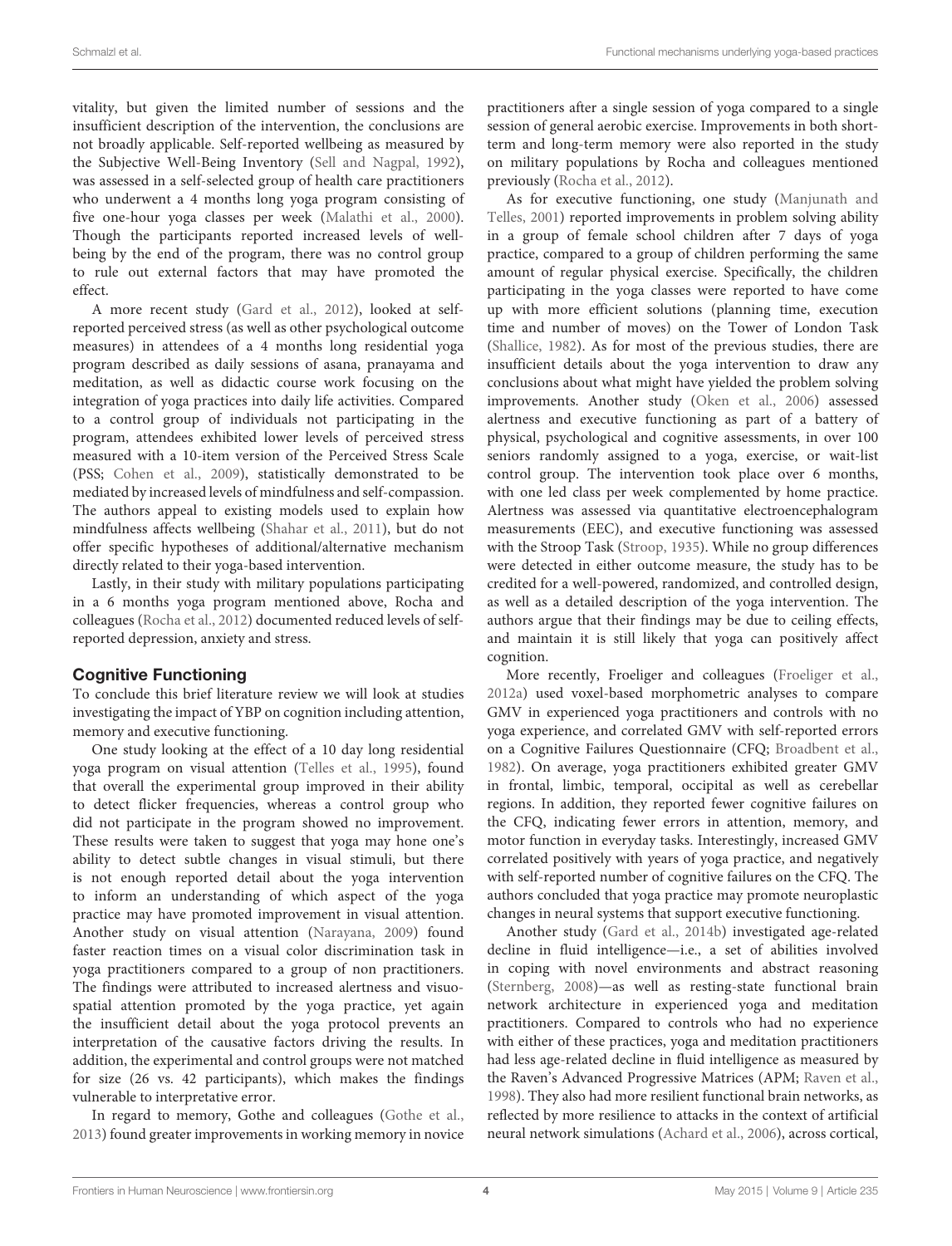vitality, but given the limited number of sessions and the insufficient description of the intervention, the conclusions are not broadly applicable. Self-reported wellbeing as measured by the Subjective Well-Being Inventory (Sell and Nagpal, 1992), was assessed in a self-selected group of health care practitioners who underwent a 4 months long yoga program consisting of five one-hour yoga classes per week (Malathi et al., 2000). Though the participants reported increased levels of well-being by the end of the program, there was no control group to rule out external factors that may have promoted the effect.

A more recent study (Gard et al., 2012), looked at self-reported perceived stress (as well as other psychological outcome measures) in attendees of a 4 months long residential yoga program described as daily sessions of asana, pranayama and meditation, as well as didactic course work focusing on the integration of yoga practices into daily life activities. Compared to a control group of individuals not participating in the program, attendees exhibited lower levels of perceived stress measured with a 10-item version of the Perceived Stress Scale (PSS; Cohen et al., 2009), statistically demonstrated to be mediated by increased levels of mindfulness and self-compassion. The authors appeal to existing models used to explain how mindfulness affects wellbeing (Shahar et al., 2011), but do not offer specific hypotheses of additional/alternative mechanism directly related to their yoga-based intervention.

Lastly, in their study with military populations participating in a 6 months yoga program mentioned above, Rocha and colleagues (Rocha et al., 2012) documented reduced levels of self-reported depression, anxiety and stress.

## Cognitive Functioning

To conclude this brief literature review we will look at studies investigating the impact of YBP on cognition including attention, memory and executive functioning.

One study looking at the effect of a 10 day long residential yoga program on visual attention (Telles et al., 1995), found that overall the experimental group improved in their ability to detect flicker frequencies, whereas a control group who did not participate in the program showed no improvement. These results were taken to suggest that yoga may hone one's ability to detect subtle changes in visual stimuli, but there is not enough reported detail about the yoga intervention to inform an understanding of which aspect of the yoga practice may have promoted improvement in visual attention. Another study on visual attention (Narayana, 2009) found faster reaction times on a visual color discrimination task in yoga practitioners compared to a group of non practitioners. The findings were attributed to increased alertness and visuo-spatial attention promoted by the yoga practice, yet again the insufficient detail about the yoga protocol prevents an interpretation of the causative factors driving the results. In addition, the experimental and control groups were not matched for size (26 vs. 42 participants), which makes the findings vulnerable to interpretative error.

In regard to memory, Gothe and colleagues (Gothe et al., 2013) found greater improvements in working memory in novice practitioners after a single session of yoga compared to a single session of general aerobic exercise. Improvements in both short-term and long-term memory were also reported in the study on military populations by Rocha and colleagues mentioned previously (Rocha et al., 2012).

As for executive functioning, one study (Manjunath and Telles, 2001) reported improvements in problem solving ability in a group of female school children after 7 days of yoga practice, compared to a group of children performing the same amount of regular physical exercise. Specifically, the children participating in the yoga classes were reported to have come up with more efficient solutions (planning time, execution time and number of moves) on the Tower of London Task (Shallice, 1982). As for most of the previous studies, there are insufficient details about the yoga intervention to draw any conclusions about what might have yielded the problem solving improvements. Another study (Oken et al., 2006) assessed alertness and executive functioning as part of a battery of physical, psychological and cognitive assessments, in over 100 seniors randomly assigned to a yoga, exercise, or wait-list control group. The intervention took place over 6 months, with one led class per week complemented by home practice. Alertness was assessed via quantitative electroencephalogram measurements (EEC), and executive functioning was assessed with the Stroop Task (Stroop, 1935). While no group differences were detected in either outcome measure, the study has to be credited for a well-powered, randomized, and controlled design, as well as a detailed description of the yoga intervention. The authors argue that their findings may be due to ceiling effects, and maintain it is still likely that yoga can positively affect cognition.

More recently, Froeliger and colleagues (Froeliger et al., 2012a) used voxel-based morphometric analyses to compare GMV in experienced yoga practitioners and controls with no yoga experience, and correlated GMV with self-reported errors on a Cognitive Failures Questionnaire (CFQ; Broadbent et al., 1982). On average, yoga practitioners exhibited greater GMV in frontal, limbic, temporal, occipital as well as cerebellar regions. In addition, they reported fewer cognitive failures on the CFQ, indicating fewer errors in attention, memory, and motor function in everyday tasks. Interestingly, increased GMV correlated positively with years of yoga practice, and negatively with self-reported number of cognitive failures on the CFQ. The authors concluded that yoga practice may promote neuroplastic changes in neural systems that support executive functioning.

Another study (Gard et al., 2014b) investigated age-related decline in fluid intelligence—i.e., a set of abilities involved in coping with novel environments and abstract reasoning (Sternberg, 2008)—as well as resting-state functional brain network architecture in experienced yoga and meditation practitioners. Compared to controls who had no experience with either of these practices, yoga and meditation practitioners had less age-related decline in fluid intelligence as measured by the Raven's Advanced Progressive Matrices (APM; Raven et al., 1998). They also had more resilient functional brain networks, as reflected by more resilience to attacks in the context of artificial neural network simulations (Achard et al., 2006), across cortical,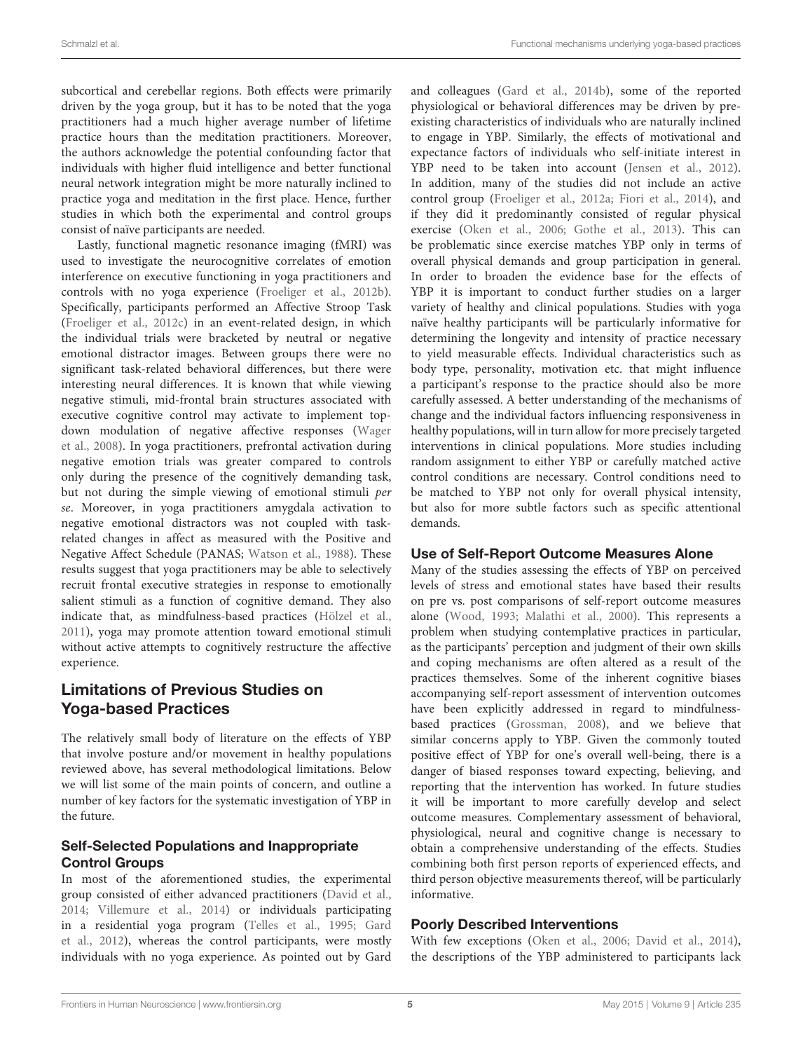subcortical and cerebellar regions. Both effects were primarily driven by the yoga group, but it has to be noted that the yoga practitioners had a much higher average number of lifetime practice hours than the meditation practitioners. Moreover, the authors acknowledge the potential confounding factor that individuals with higher fluid intelligence and better functional neural network integration might be more naturally inclined to practice yoga and meditation in the first place. Hence, further studies in which both the experimental and control groups consist of naïve participants are needed.

Lastly, functional magnetic resonance imaging (fMRI) was used to investigate the neurocognitive correlates of emotion interference on executive functioning in yoga practitioners and controls with no yoga experience (Froeliger et al., 2012b). Specifically, participants performed an Affective Stroop Task (Froeliger et al., 2012c) in an event-related design, in which the individual trials were bracketed by neutral or negative emotional distractor images. Between groups there were no significant task-related behavioral differences, but there were interesting neural differences. It is known that while viewing negative stimuli, mid-frontal brain structures associated with executive cognitive control may activate to implement top-down modulation of negative affective responses (Wager et al., 2008). In yoga practitioners, prefrontal activation during negative emotion trials was greater compared to controls only during the presence of the cognitively demanding task, but not during the simple viewing of emotional stimuli *per se*. Moreover, in yoga practitioners amygdala activation to negative emotional distractors was not coupled with task-related changes in affect as measured with the Positive and Negative Affect Schedule (PANAS; Watson et al., 1988). These results suggest that yoga practitioners may be able to selectively recruit frontal executive strategies in response to emotionally salient stimuli as a function of cognitive demand. They also indicate that, as mindfulness-based practices (Hölzel et al., 2011), yoga may promote attention toward emotional stimuli without active attempts to cognitively restructure the affective experience.

## Limitations of Previous Studies on Yoga-based Practices

The relatively small body of literature on the effects of YBP that involve posture and/or movement in healthy populations reviewed above, has several methodological limitations. Below we will list some of the main points of concern, and outline a number of key factors for the systematic investigation of YBP in the future.

### Self-Selected Populations and Inappropriate Control Groups

In most of the aforementioned studies, the experimental group consisted of either advanced practitioners (David et al., 2014; Villemure et al., 2014) or individuals participating in a residential yoga program (Telles et al., 1995; Gard et al., 2012), whereas the control participants, were mostly individuals with no yoga experience. As pointed out by Gard and colleagues (Gard et al., 2014b), some of the reported physiological or behavioral differences may be driven by pre-existing characteristics of individuals who are naturally inclined to engage in YBP. Similarly, the effects of motivational and expectance factors of individuals who self-initiate interest in YBP need to be taken into account (Jensen et al., 2012). In addition, many of the studies did not include an active control group (Froeliger et al., 2012a; Fiori et al., 2014), and if they did it predominantly consisted of regular physical exercise (Oken et al., 2006; Gothe et al., 2013). This can be problematic since exercise matches YBP only in terms of overall physical demands and group participation in general. In order to broaden the evidence base for the effects of YBP it is important to conduct further studies on a larger variety of healthy and clinical populations. Studies with yoga naïve healthy participants will be particularly informative for determining the longevity and intensity of practice necessary to yield measurable effects. Individual characteristics such as body type, personality, motivation etc. that might influence a participant's response to the practice should also be more carefully assessed. A better understanding of the mechanisms of change and the individual factors influencing responsiveness in healthy populations, will in turn allow for more precisely targeted interventions in clinical populations. More studies including random assignment to either YBP or carefully matched active control conditions are necessary. Control conditions need to be matched to YBP not only for overall physical intensity, but also for more subtle factors such as specific attentional demands.

### Use of Self-Report Outcome Measures Alone

Many of the studies assessing the effects of YBP on perceived levels of stress and emotional states have based their results on pre vs. post comparisons of self-report outcome measures alone (Wood, 1993; Malathi et al., 2000). This represents a problem when studying contemplative practices in particular, as the participants' perception and judgment of their own skills and coping mechanisms are often altered as a result of the practices themselves. Some of the inherent cognitive biases accompanying self-report assessment of intervention outcomes have been explicitly addressed in regard to mindfulness-based practices (Grossman, 2008), and we believe that similar concerns apply to YBP. Given the commonly touted positive effect of YBP for one's overall well-being, there is a danger of biased responses toward expecting, believing, and reporting that the intervention has worked. In future studies it will be important to more carefully develop and select outcome measures. Complementary assessment of behavioral, physiological, neural and cognitive change is necessary to obtain a comprehensive understanding of the effects. Studies combining both first person reports of experienced effects, and third person objective measurements thereof, will be particularly informative.

### Poorly Described Interventions

With few exceptions (Oken et al., 2006; David et al., 2014), the descriptions of the YBP administered to participants lack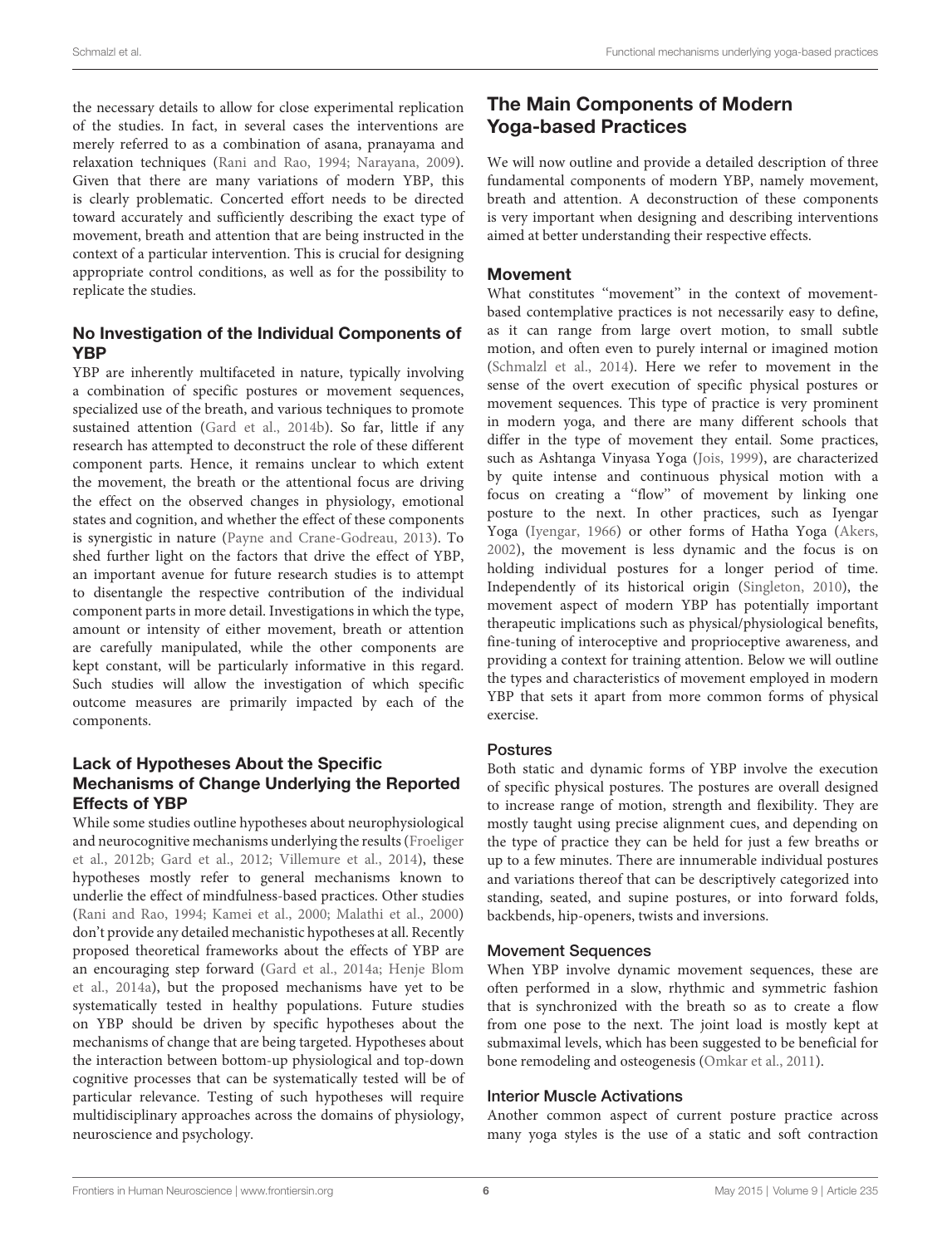the necessary details to allow for close experimental replication of the studies. In fact, in several cases the interventions are merely referred to as a combination of asana, pranayama and relaxation techniques (Rani and Rao, 1994; Narayana, 2009). Given that there are many variations of modern YBP, this is clearly problematic. Concerted effort needs to be directed toward accurately and sufficiently describing the exact type of movement, breath and attention that are being instructed in the context of a particular intervention. This is crucial for designing appropriate control conditions, as well as for the possibility to replicate the studies.

### No Investigation of the Individual Components of YBP

YBP are inherently multifaceted in nature, typically involving a combination of specific postures or movement sequences, specialized use of the breath, and various techniques to promote sustained attention (Gard et al., 2014b). So far, little if any research has attempted to deconstruct the role of these different component parts. Hence, it remains unclear to which extent the movement, the breath or the attentional focus are driving the effect on the observed changes in physiology, emotional states and cognition, and whether the effect of these components is synergistic in nature (Payne and Crane-Godreau, 2013). To shed further light on the factors that drive the effect of YBP, an important avenue for future research studies is to attempt to disentangle the respective contribution of the individual component parts in more detail. Investigations in which the type, amount or intensity of either movement, breath or attention are carefully manipulated, while the other components are kept constant, will be particularly informative in this regard. Such studies will allow the investigation of which specific outcome measures are primarily impacted by each of the components.

### Lack of Hypotheses About the Specific Mechanisms of Change Underlying the Reported Effects of YBP

While some studies outline hypotheses about neurophysiological and neurocognitive mechanisms underlying the results (Froeliger et al., 2012b; Gard et al., 2012; Villemure et al., 2014), these hypotheses mostly refer to general mechanisms known to underlie the effect of mindfulness-based practices. Other studies (Rani and Rao, 1994; Kamei et al., 2000; Malathi et al., 2000) don't provide any detailed mechanistic hypotheses at all. Recently proposed theoretical frameworks about the effects of YBP are an encouraging step forward (Gard et al., 2014a; Henje Blom et al., 2014a), but the proposed mechanisms have yet to be systematically tested in healthy populations. Future studies on YBP should be driven by specific hypotheses about the mechanisms of change that are being targeted. Hypotheses about the interaction between bottom-up physiological and top-down cognitive processes that can be systematically tested will be of particular relevance. Testing of such hypotheses will require multidisciplinary approaches across the domains of physiology, neuroscience and psychology.

## The Main Components of Modern Yoga-based Practices

We will now outline and provide a detailed description of three fundamental components of modern YBP, namely movement, breath and attention. A deconstruction of these components is very important when designing and describing interventions aimed at better understanding their respective effects.

### Movement

What constitutes "movement" in the context of movement-based contemplative practices is not necessarily easy to define, as it can range from large overt motion, to small subtle motion, and often even to purely internal or imagined motion (Schmalzl et al., 2014). Here we refer to movement in the sense of the overt execution of specific physical postures or movement sequences. This type of practice is very prominent in modern yoga, and there are many different schools that differ in the type of movement they entail. Some practices, such as Ashtanga Vinyasa Yoga (Jois, 1999), are characterized by quite intense and continuous physical motion with a focus on creating a "flow" of movement by linking one posture to the next. In other practices, such as Iyengar Yoga (Iyengar, 1966) or other forms of Hatha Yoga (Akers, 2002), the movement is less dynamic and the focus is on holding individual postures for a longer period of time. Independently of its historical origin (Singleton, 2010), the movement aspect of modern YBP has potentially important therapeutic implications such as physical/physiological benefits, fine-tuning of interoceptive and proprioceptive awareness, and providing a context for training attention. Below we will outline the types and characteristics of movement employed in modern YBP that sets it apart from more common forms of physical exercise.

#### Postures

Both static and dynamic forms of YBP involve the execution of specific physical postures. The postures are overall designed to increase range of motion, strength and flexibility. They are mostly taught using precise alignment cues, and depending on the type of practice they can be held for just a few breaths or up to a few minutes. There are innumerable individual postures and variations thereof that can be descriptively categorized into standing, seated, and supine postures, or into forward folds, backbends, hip-openers, twists and inversions.

#### Movement Sequences

When YBP involve dynamic movement sequences, these are often performed in a slow, rhythmic and symmetric fashion that is synchronized with the breath so as to create a flow from one pose to the next. The joint load is mostly kept at submaximal levels, which has been suggested to be beneficial for bone remodeling and osteogenesis (Omkar et al., 2011).

#### Interior Muscle Activations

Another common aspect of current posture practice across many yoga styles is the use of a static and soft contraction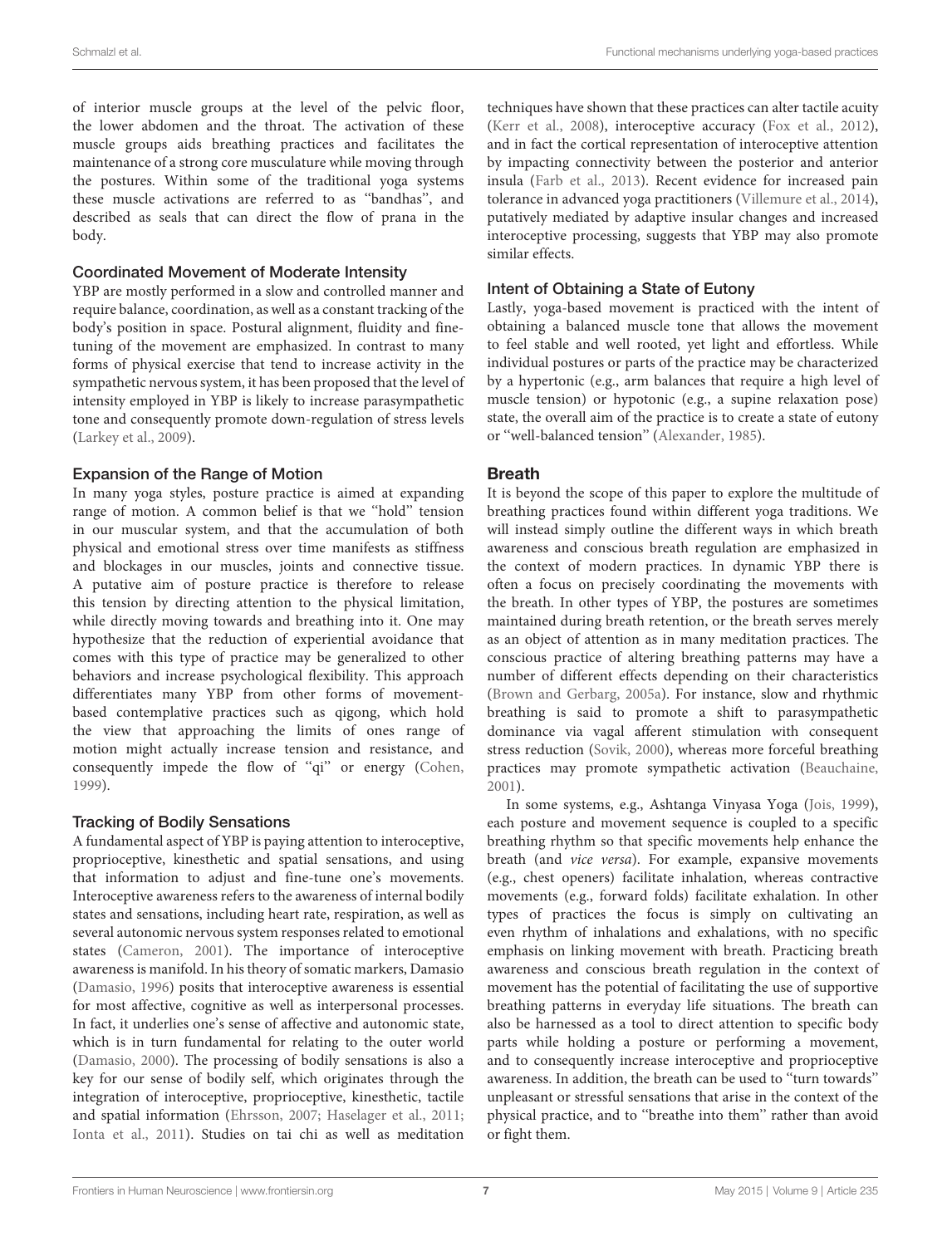of interior muscle groups at the level of the pelvic floor, the lower abdomen and the throat. The activation of these muscle groups aids breathing practices and facilitates the maintenance of a strong core musculature while moving through the postures. Within some of the traditional yoga systems these muscle activations are referred to as ''bandhas'', and described as seals that can direct the flow of prana in the body.

### Coordinated Movement of Moderate Intensity

YBP are mostly performed in a slow and controlled manner and require balance, coordination, as well as a constant tracking of the body's position in space. Postural alignment, fluidity and fine-tuning of the movement are emphasized. In contrast to many forms of physical exercise that tend to increase activity in the sympathetic nervous system, it has been proposed that the level of intensity employed in YBP is likely to increase parasympathetic tone and consequently promote down-regulation of stress levels (Larkey et al., 2009).

### Expansion of the Range of Motion

In many yoga styles, posture practice is aimed at expanding range of motion. A common belief is that we ''hold'' tension in our muscular system, and that the accumulation of both physical and emotional stress over time manifests as stiffness and blockages in our muscles, joints and connective tissue. A putative aim of posture practice is therefore to release this tension by directing attention to the physical limitation, while directly moving towards and breathing into it. One may hypothesize that the reduction of experiential avoidance that comes with this type of practice may be generalized to other behaviors and increase psychological flexibility. This approach differentiates many YBP from other forms of movement-based contemplative practices such as qigong, which hold the view that approaching the limits of ones range of motion might actually increase tension and resistance, and consequently impede the flow of ''qi'' or energy (Cohen, 1999).

### Tracking of Bodily Sensations

A fundamental aspect of YBP is paying attention to interoceptive, proprioceptive, kinesthetic and spatial sensations, and using that information to adjust and fine-tune one's movements. Interoceptive awareness refers to the awareness of internal bodily states and sensations, including heart rate, respiration, as well as several autonomic nervous system responses related to emotional states (Cameron, 2001). The importance of interoceptive awareness is manifold. In his theory of somatic markers, Damasio (Damasio, 1996) posits that interoceptive awareness is essential for most affective, cognitive as well as interpersonal processes. In fact, it underlies one's sense of affective and autonomic state, which is in turn fundamental for relating to the outer world (Damasio, 2000). The processing of bodily sensations is also a key for our sense of bodily self, which originates through the integration of interoceptive, proprioceptive, kinesthetic, tactile and spatial information (Ehrsson, 2007; Haselager et al., 2011; Ionta et al., 2011). Studies on tai chi as well as meditation techniques have shown that these practices can alter tactile acuity (Kerr et al., 2008), interoceptive accuracy (Fox et al., 2012), and in fact the cortical representation of interoceptive attention by impacting connectivity between the posterior and anterior insula (Farb et al., 2013). Recent evidence for increased pain tolerance in advanced yoga practitioners (Villemure et al., 2014), putatively mediated by adaptive insular changes and increased interoceptive processing, suggests that YBP may also promote similar effects.

### Intent of Obtaining a State of Eutony

Lastly, yoga-based movement is practiced with the intent of obtaining a balanced muscle tone that allows the movement to feel stable and well rooted, yet light and effortless. While individual postures or parts of the practice may be characterized by a hypertonic (e.g., arm balances that require a high level of muscle tension) or hypotonic (e.g., a supine relaxation pose) state, the overall aim of the practice is to create a state of eutony or ''well-balanced tension'' (Alexander, 1985).

## Breath

It is beyond the scope of this paper to explore the multitude of breathing practices found within different yoga traditions. We will instead simply outline the different ways in which breath awareness and conscious breath regulation are emphasized in the context of modern practices. In dynamic YBP there is often a focus on precisely coordinating the movements with the breath. In other types of YBP, the postures are sometimes maintained during breath retention, or the breath serves merely as an object of attention as in many meditation practices. The conscious practice of altering breathing patterns may have a number of different effects depending on their characteristics (Brown and Gerbarg, 2005a). For instance, slow and rhythmic breathing is said to promote a shift to parasympathetic dominance via vagal afferent stimulation with consequent stress reduction (Sovik, 2000), whereas more forceful breathing practices may promote sympathetic activation (Beauchaine, 2001).

In some systems, e.g., Ashtanga Vinyasa Yoga (Jois, 1999), each posture and movement sequence is coupled to a specific breathing rhythm so that specific movements help enhance the breath (and *vice versa*). For example, expansive movements (e.g., chest openers) facilitate inhalation, whereas contractive movements (e.g., forward folds) facilitate exhalation. In other types of practices the focus is simply on cultivating an even rhythm of inhalations and exhalations, with no specific emphasis on linking movement with breath. Practicing breath awareness and conscious breath regulation in the context of movement has the potential of facilitating the use of supportive breathing patterns in everyday life situations. The breath can also be harnessed as a tool to direct attention to specific body parts while holding a posture or performing a movement, and to consequently increase interoceptive and proprioceptive awareness. In addition, the breath can be used to ''turn towards'' unpleasant or stressful sensations that arise in the context of the physical practice, and to ''breathe into them'' rather than avoid or fight them.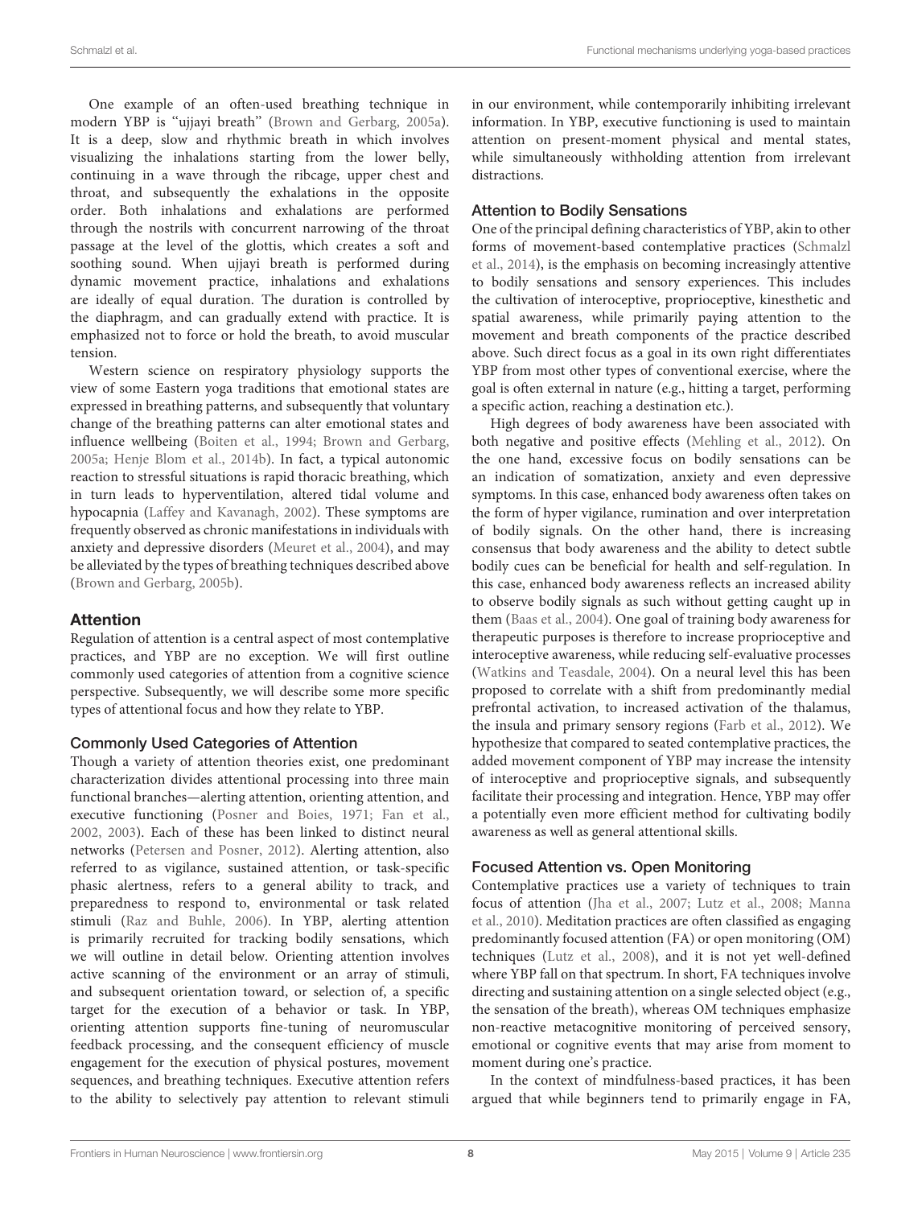One example of an often-used breathing technique in modern YBP is "ujjayi breath" (Brown and Gerbarg, 2005a). It is a deep, slow and rhythmic breath in which involves visualizing the inhalations starting from the lower belly, continuing in a wave through the ribcage, upper chest and throat, and subsequently the exhalations in the opposite order. Both inhalations and exhalations are performed through the nostrils with concurrent narrowing of the throat passage at the level of the glottis, which creates a soft and soothing sound. When ujjayi breath is performed during dynamic movement practice, inhalations and exhalations are ideally of equal duration. The duration is controlled by the diaphragm, and can gradually extend with practice. It is emphasized not to force or hold the breath, to avoid muscular tension.

Western science on respiratory physiology supports the view of some Eastern yoga traditions that emotional states are expressed in breathing patterns, and subsequently that voluntary change of the breathing patterns can alter emotional states and influence wellbeing (Boiten et al., 1994; Brown and Gerbarg, 2005a; Henje Blom et al., 2014b). In fact, a typical autonomic reaction to stressful situations is rapid thoracic breathing, which in turn leads to hyperventilation, altered tidal volume and hypocapnia (Laffey and Kavanagh, 2002). These symptoms are frequently observed as chronic manifestations in individuals with anxiety and depressive disorders (Meuret et al., 2004), and may be alleviated by the types of breathing techniques described above (Brown and Gerbarg, 2005b).

## Attention

Regulation of attention is a central aspect of most contemplative practices, and YBP are no exception. We will first outline commonly used categories of attention from a cognitive science perspective. Subsequently, we will describe some more specific types of attentional focus and how they relate to YBP.

### Commonly Used Categories of Attention

Though a variety of attention theories exist, one predominant characterization divides attentional processing into three main functional branches—alerting attention, orienting attention, and executive functioning (Posner and Boies, 1971; Fan et al., 2002, 2003). Each of these has been linked to distinct neural networks (Petersen and Posner, 2012). Alerting attention, also referred to as vigilance, sustained attention, or task-specific phasic alertness, refers to a general ability to track, and preparedness to respond to, environmental or task related stimuli (Raz and Buhle, 2006). In YBP, alerting attention is primarily recruited for tracking bodily sensations, which we will outline in detail below. Orienting attention involves active scanning of the environment or an array of stimuli, and subsequent orientation toward, or selection of, a specific target for the execution of a behavior or task. In YBP, orienting attention supports fine-tuning of neuromuscular feedback processing, and the consequent efficiency of muscle engagement for the execution of physical postures, movement sequences, and breathing techniques. Executive attention refers to the ability to selectively pay attention to relevant stimuli in our environment, while contemporarily inhibiting irrelevant information. In YBP, executive functioning is used to maintain attention on present-moment physical and mental states, while simultaneously withholding attention from irrelevant distractions.

### Attention to Bodily Sensations

One of the principal defining characteristics of YBP, akin to other forms of movement-based contemplative practices (Schmalzl et al., 2014), is the emphasis on becoming increasingly attentive to bodily sensations and sensory experiences. This includes the cultivation of interoceptive, proprioceptive, kinesthetic and spatial awareness, while primarily paying attention to the movement and breath components of the practice described above. Such direct focus as a goal in its own right differentiates YBP from most other types of conventional exercise, where the goal is often external in nature (e.g., hitting a target, performing a specific action, reaching a destination etc.).

High degrees of body awareness have been associated with both negative and positive effects (Mehling et al., 2012). On the one hand, excessive focus on bodily sensations can be an indication of somatization, anxiety and even depressive symptoms. In this case, enhanced body awareness often takes on the form of hyper vigilance, rumination and over interpretation of bodily signals. On the other hand, there is increasing consensus that body awareness and the ability to detect subtle bodily cues can be beneficial for health and self-regulation. In this case, enhanced body awareness reflects an increased ability to observe bodily signals as such without getting caught up in them (Baas et al., 2004). One goal of training body awareness for therapeutic purposes is therefore to increase proprioceptive and interoceptive awareness, while reducing self-evaluative processes (Watkins and Teasdale, 2004). On a neural level this has been proposed to correlate with a shift from predominantly medial prefrontal activation, to increased activation of the thalamus, the insula and primary sensory regions (Farb et al., 2012). We hypothesize that compared to seated contemplative practices, the added movement component of YBP may increase the intensity of interoceptive and proprioceptive signals, and subsequently facilitate their processing and integration. Hence, YBP may offer a potentially even more efficient method for cultivating bodily awareness as well as general attentional skills.

### Focused Attention vs. Open Monitoring

Contemplative practices use a variety of techniques to train focus of attention (Jha et al., 2007; Lutz et al., 2008; Manna et al., 2010). Meditation practices are often classified as engaging predominantly focused attention (FA) or open monitoring (OM) techniques (Lutz et al., 2008), and it is not yet well-defined where YBP fall on that spectrum. In short, FA techniques involve directing and sustaining attention on a single selected object (e.g., the sensation of the breath), whereas OM techniques emphasize non-reactive metacognitive monitoring of perceived sensory, emotional or cognitive events that may arise from moment to moment during one's practice.

In the context of mindfulness-based practices, it has been argued that while beginners tend to primarily engage in FA,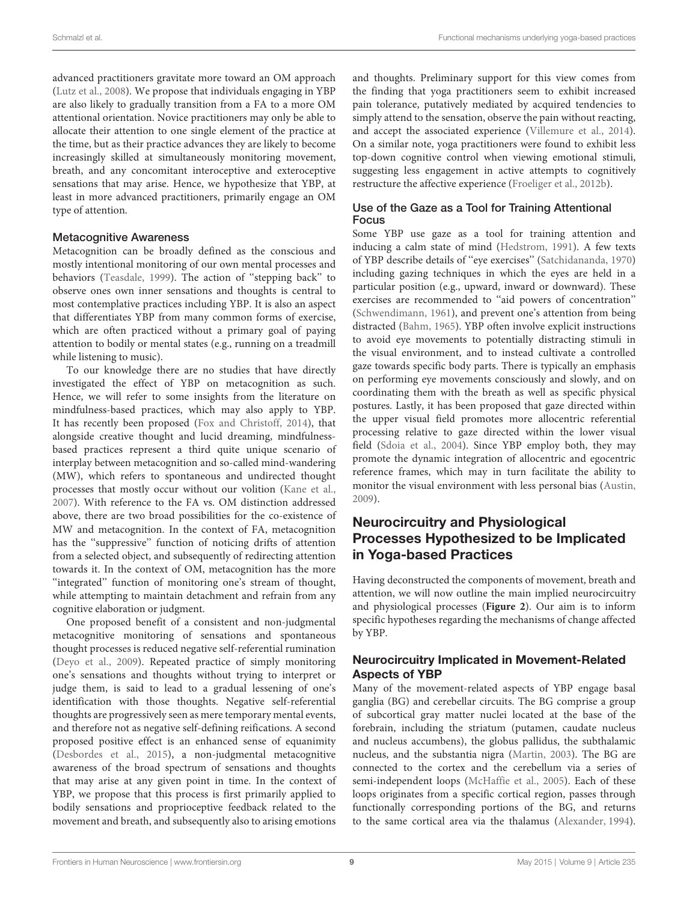advanced practitioners gravitate more toward an OM approach (Lutz et al., 2008). We propose that individuals engaging in YBP are also likely to gradually transition from a FA to a more OM attentional orientation. Novice practitioners may only be able to allocate their attention to one single element of the practice at the time, but as their practice advances they are likely to become increasingly skilled at simultaneously monitoring movement, breath, and any concomitant interoceptive and exteroceptive sensations that may arise. Hence, we hypothesize that YBP, at least in more advanced practitioners, primarily engage an OM type of attention.

### Metacognitive Awareness

Metacognition can be broadly defined as the conscious and mostly intentional monitoring of our own mental processes and behaviors (Teasdale, 1999). The action of "stepping back" to observe ones own inner sensations and thoughts is central to most contemplative practices including YBP. It is also an aspect that differentiates YBP from many common forms of exercise, which are often practiced without a primary goal of paying attention to bodily or mental states (e.g., running on a treadmill while listening to music).

To our knowledge there are no studies that have directly investigated the effect of YBP on metacognition as such. Hence, we will refer to some insights from the literature on mindfulness-based practices, which may also apply to YBP. It has recently been proposed (Fox and Christoff, 2014), that alongside creative thought and lucid dreaming, mindfulness-based practices represent a third quite unique scenario of interplay between metacognition and so-called mind-wandering (MW), which refers to spontaneous and undirected thought processes that mostly occur without our volition (Kane et al., 2007). With reference to the FA vs. OM distinction addressed above, there are two broad possibilities for the co-existence of MW and metacognition. In the context of FA, metacognition has the "suppressive" function of noticing drifts of attention from a selected object, and subsequently of redirecting attention towards it. In the context of OM, metacognition has the more "integrated" function of monitoring one's stream of thought, while attempting to maintain detachment and refrain from any cognitive elaboration or judgment.

One proposed benefit of a consistent and non-judgmental metacognitive monitoring of sensations and spontaneous thought processes is reduced negative self-referential rumination (Deyo et al., 2009). Repeated practice of simply monitoring one's sensations and thoughts without trying to interpret or judge them, is said to lead to a gradual lessening of one's identification with those thoughts. Negative self-referential thoughts are progressively seen as mere temporary mental events, and therefore not as negative self-defining reifications. A second proposed positive effect is an enhanced sense of equanimity (Desbordes et al., 2015), a non-judgmental metacognitive awareness of the broad spectrum of sensations and thoughts that may arise at any given point in time. In the context of YBP, we propose that this process is first primarily applied to bodily sensations and proprioceptive feedback related to the movement and breath, and subsequently also to arising emotions and thoughts. Preliminary support for this view comes from the finding that yoga practitioners seem to exhibit increased pain tolerance, putatively mediated by acquired tendencies to simply attend to the sensation, observe the pain without reacting, and accept the associated experience (Villemure et al., 2014). On a similar note, yoga practitioners were found to exhibit less top-down cognitive control when viewing emotional stimuli, suggesting less engagement in active attempts to cognitively restructure the affective experience (Froeliger et al., 2012b).

### Use of the Gaze as a Tool for Training Attentional Focus

Some YBP use gaze as a tool for training attention and inducing a calm state of mind (Hedstrom, 1991). A few texts of YBP describe details of "eye exercises" (Satchidananda, 1970) including gazing techniques in which the eyes are held in a particular position (e.g., upward, inward or downward). These exercises are recommended to "aid powers of concentration" (Schwendimann, 1961), and prevent one's attention from being distracted (Bahm, 1965). YBP often involve explicit instructions to avoid eye movements to potentially distracting stimuli in the visual environment, and to instead cultivate a controlled gaze towards specific body parts. There is typically an emphasis on performing eye movements consciously and slowly, and on coordinating them with the breath as well as specific physical postures. Lastly, it has been proposed that gaze directed within the upper visual field promotes more allocentric referential processing relative to gaze directed within the lower visual field (Sdoia et al., 2004). Since YBP employ both, they may promote the dynamic integration of allocentric and egocentric reference frames, which may in turn facilitate the ability to monitor the visual environment with less personal bias (Austin, 2009).

## Neurocircuitry and Physiological Processes Hypothesized to be Implicated in Yoga-based Practices

Having deconstructed the components of movement, breath and attention, we will now outline the main implied neurocircuitry and physiological processes (**Figure 2**). Our aim is to inform specific hypotheses regarding the mechanisms of change affected by YBP.

### Neurocircuitry Implicated in Movement-Related Aspects of YBP

Many of the movement-related aspects of YBP engage basal ganglia (BG) and cerebellar circuits. The BG comprise a group of subcortical gray matter nuclei located at the base of the forebrain, including the striatum (putamen, caudate nucleus and nucleus accumbens), the globus pallidus, the subthalamic nucleus, and the substantia nigra (Martin, 2003). The BG are connected to the cortex and the cerebellum via a series of semi-independent loops (McHaffie et al., 2005). Each of these loops originates from a specific cortical region, passes through functionally corresponding portions of the BG, and returns to the same cortical area via the thalamus (Alexander, 1994).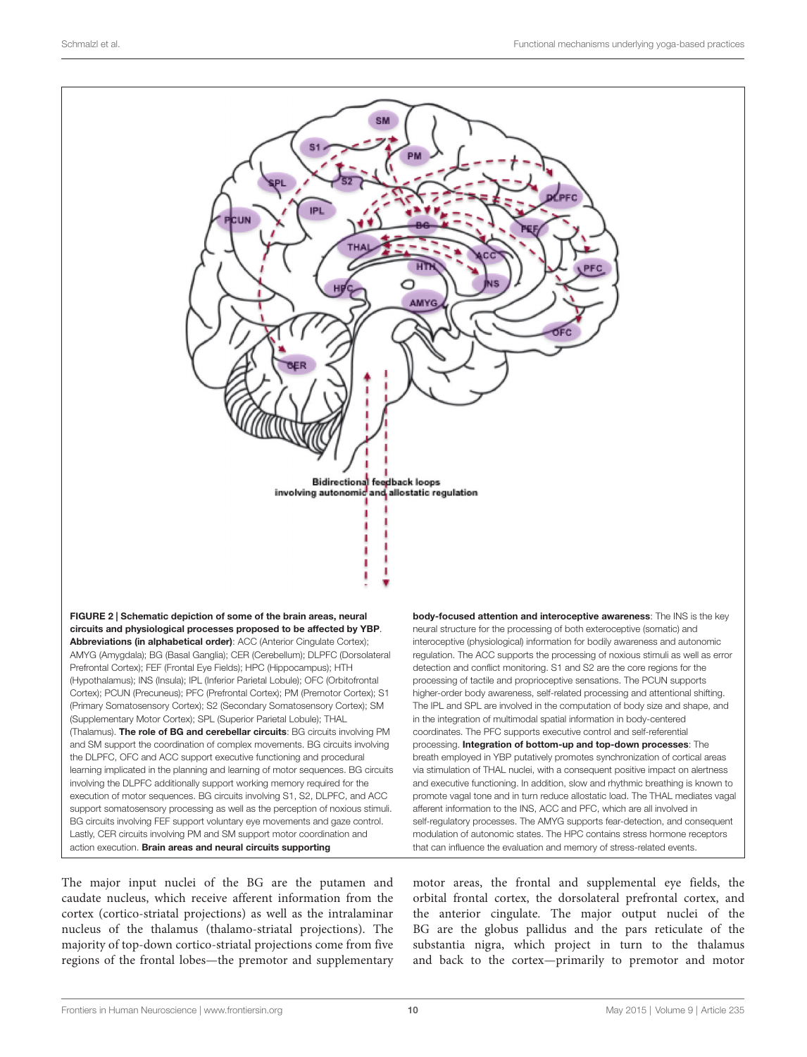**FIGURE 2 | Schematic depiction of some of the brain areas, neural circuits and physiological processes proposed to be affected by YBP. Abbreviations (in alphabetical order)**: ACC (Anterior Cingulate Cortex); AMYG (Amygdala); BG (Basal Ganglia); CER (Cerebellum); DLPFC (Dorsolateral Prefrontal Cortex); FEF (Frontal Eye Fields); HPC (Hippocampus); HTH (Hypothalamus); INS (Insula); IPL (Inferior Parietal Lobule); OFC (Orbitofrontal Cortex); PCUN (Precuneus); PFC (Prefrontal Cortex); PM (Premotor Cortex); S1 (Primary Somatosensory Cortex); S2 (Secondary Somatosensory Cortex); SM (Supplementary Motor Cortex); SPL (Superior Parietal Lobule); THAL (Thalamus). **The role of BG and cerebellar circuits**: BG circuits involving PM and SM support the coordination of complex movements. BG circuits involving the DLPFC, OFC and ACC support executive functioning and procedural learning implicated in the planning and learning of motor sequences. BG circuits involving the DLPFC additionally support working memory required for the execution of motor sequences. BG circuits involving S1, S2, DLPFC, and ACC support somatosensory processing as well as the perception of noxious stimuli. BG circuits involving FEF support voluntary eye movements and gaze control. Lastly, CER circuits involving PM and SM support motor coordination and action execution. **Brain areas and neural circuits supporting body-focused attention and interoceptive awareness**: The INS is the key neural structure for the processing of both exteroceptive (somatic) and interoceptive (physiological) information for bodily awareness and autonomic regulation. The ACC supports the processing of noxious stimuli as well as error detection and conflict monitoring. S1 and S2 are the core regions for the processing of tactile and proprioceptive sensations. The PCUN supports higher-order body awareness, self-related processing and attentional shifting. The IPL and SPL are involved in the computation of body size and shape, and in the integration of multimodal spatial information in body-centered coordinates. The PFC supports executive control and self-referential processing. **Integration of bottom-up and top-down processes**: The breath employed in YBP putatively promotes synchronization of cortical areas via stimulation of THAL nuclei, with a consequent positive impact on alertness and executive functioning. In addition, slow and rhythmic breathing is known to promote vagal tone and in turn reduce allostatic load. The THAL mediates vagal afferent information to the INS, ACC and PFC, which are all involved in self-regulatory processes. The AMYG supports fear-detection, and consequent modulation of autonomic states. The HPC contains stress hormone receptors that can influence the evaluation and memory of stress-related events.

The major input nuclei of the BG are the putamen and caudate nucleus, which receive afferent information from the cortex (cortico-striatal projections) as well as the intralaminar nucleus of the thalamus (thalamo-striatal projections). The majority of top-down cortico-striatal projections come from five regions of the frontal lobes—the premotor and supplementary motor areas, the frontal and supplemental eye fields, the orbital frontal cortex, the dorsolateral prefrontal cortex, and the anterior cingulate. The major output nuclei of the BG are the globus pallidus and the pars reticulate of the substantia nigra, which project in turn to the thalamus and back to the cortex—primarily to premotor and motor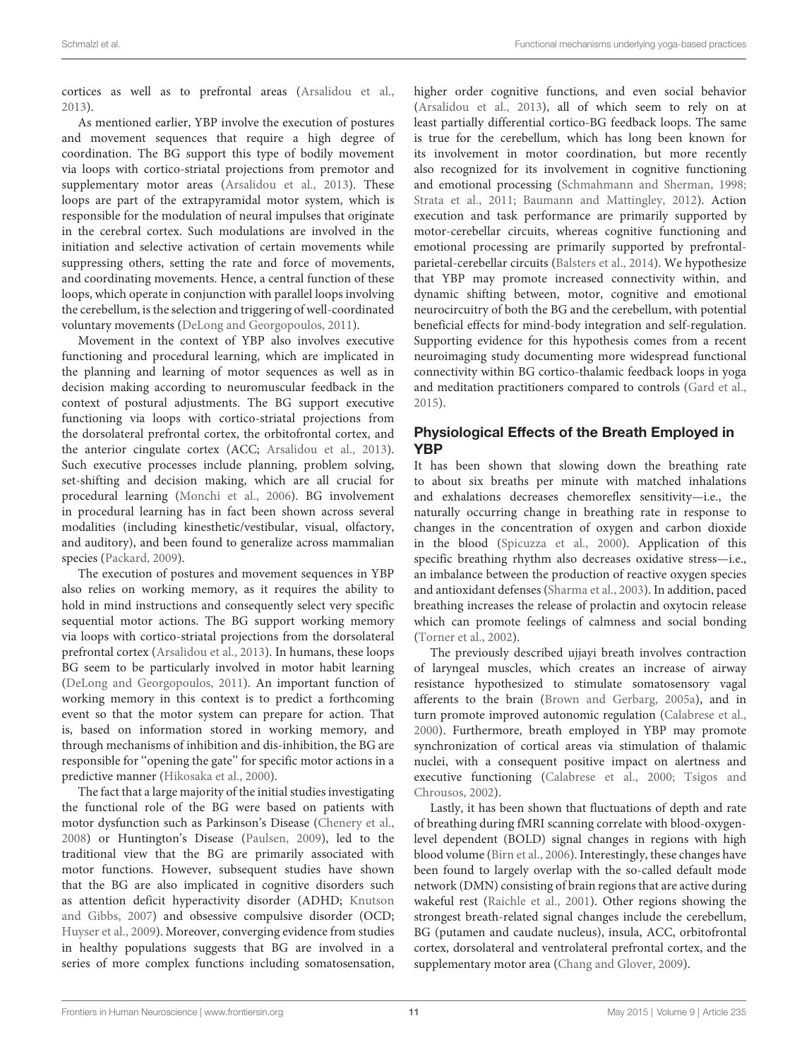cortices as well as to prefrontal areas (Arsalidou et al., 2013).

As mentioned earlier, YBP involve the execution of postures and movement sequences that require a high degree of coordination. The BG support this type of bodily movement via loops with cortico-striatal projections from premotor and supplementary motor areas (Arsalidou et al., 2013). These loops are part of the extrapyramidal motor system, which is responsible for the modulation of neural impulses that originate in the cerebral cortex. Such modulations are involved in the initiation and selective activation of certain movements while suppressing others, setting the rate and force of movements, and coordinating movements. Hence, a central function of these loops, which operate in conjunction with parallel loops involving the cerebellum, is the selection and triggering of well-coordinated voluntary movements (DeLong and Georgopoulos, 2011).

Movement in the context of YBP also involves executive functioning and procedural learning, which are implicated in the planning and learning of motor sequences as well as in decision making according to neuromuscular feedback in the context of postural adjustments. The BG support executive functioning via loops with cortico-striatal projections from the dorsolateral prefrontal cortex, the orbitofrontal cortex, and the anterior cingulate cortex (ACC; Arsalidou et al., 2013). Such executive processes include planning, problem solving, set-shifting and decision making, which are all crucial for procedural learning (Monchi et al., 2006). BG involvement in procedural learning has in fact been shown across several modalities (including kinesthetic/vestibular, visual, olfactory, and auditory), and been found to generalize across mammalian species (Packard, 2009).

The execution of postures and movement sequences in YBP also relies on working memory, as it requires the ability to hold in mind instructions and consequently select very specific sequential motor actions. The BG support working memory via loops with cortico-striatal projections from the dorsolateral prefrontal cortex (Arsalidou et al., 2013). In humans, these loops BG seem to be particularly involved in motor habit learning (DeLong and Georgopoulos, 2011). An important function of working memory in this context is to predict a forthcoming event so that the motor system can prepare for action. That is, based on information stored in working memory, and through mechanisms of inhibition and dis-inhibition, the BG are responsible for "opening the gate" for specific motor actions in a predictive manner (Hikosaka et al., 2000).

The fact that a large majority of the initial studies investigating the functional role of the BG were based on patients with motor dysfunction such as Parkinson's Disease (Chenery et al., 2008) or Huntington's Disease (Paulsen, 2009), led to the traditional view that the BG are primarily associated with motor functions. However, subsequent studies have shown that the BG are also implicated in cognitive disorders such as attention deficit hyperactivity disorder (ADHD; Knutson and Gibbs, 2007) and obsessive compulsive disorder (OCD; Huyser et al., 2009). Moreover, converging evidence from studies in healthy populations suggests that BG are involved in a series of more complex functions including somatosensation, higher order cognitive functions, and even social behavior (Arsalidou et al., 2013), all of which seem to rely on at least partially differential cortico-BG feedback loops. The same is true for the cerebellum, which has long been known for its involvement in motor coordination, but more recently also recognized for its involvement in cognitive functioning and emotional processing (Schmahmann and Sherman, 1998; Strata et al., 2011; Baumann and Mattingley, 2012). Action execution and task performance are primarily supported by motor-cerebellar circuits, whereas cognitive functioning and emotional processing are primarily supported by prefrontal-parietal-cerebellar circuits (Balsters et al., 2014). We hypothesize that YBP may promote increased connectivity within, and dynamic shifting between, motor, cognitive and emotional neurocircuitry of both the BG and the cerebellum, with potential beneficial effects for mind-body integration and self-regulation. Supporting evidence for this hypothesis comes from a recent neuroimaging study documenting more widespread functional connectivity within BG cortico-thalamic feedback loops in yoga and meditation practitioners compared to controls (Gard et al., 2015).

## Physiological Effects of the Breath Employed in YBP

It has been shown that slowing down the breathing rate to about six breaths per minute with matched inhalations and exhalations decreases chemoreflex sensitivity—i.e., the naturally occurring change in breathing rate in response to changes in the concentration of oxygen and carbon dioxide in the blood (Spicuzza et al., 2000). Application of this specific breathing rhythm also decreases oxidative stress—i.e., an imbalance between the production of reactive oxygen species and antioxidant defenses (Sharma et al., 2003). In addition, paced breathing increases the release of prolactin and oxytocin release which can promote feelings of calmness and social bonding (Torner et al., 2002).

The previously described ujjayi breath involves contraction of laryngeal muscles, which creates an increase of airway resistance hypothesized to stimulate somatosensory vagal afferents to the brain (Brown and Gerbarg, 2005a), and in turn promote improved autonomic regulation (Calabrese et al., 2000). Furthermore, breath employed in YBP may promote synchronization of cortical areas via stimulation of thalamic nuclei, with a consequent positive impact on alertness and executive functioning (Calabrese et al., 2000; Tsigos and Chrousos, 2002).

Lastly, it has been shown that fluctuations of depth and rate of breathing during fMRI scanning correlate with blood-oxygen-level dependent (BOLD) signal changes in regions with high blood volume (Birn et al., 2006). Interestingly, these changes have been found to largely overlap with the so-called default mode network (DMN) consisting of brain regions that are active during wakeful rest (Raichle et al., 2001). Other regions showing the strongest breath-related signal changes include the cerebellum, BG (putamen and caudate nucleus), insula, ACC, orbitofrontal cortex, dorsolateral and ventrolateral prefrontal cortex, and the supplementary motor area (Chang and Glover, 2009).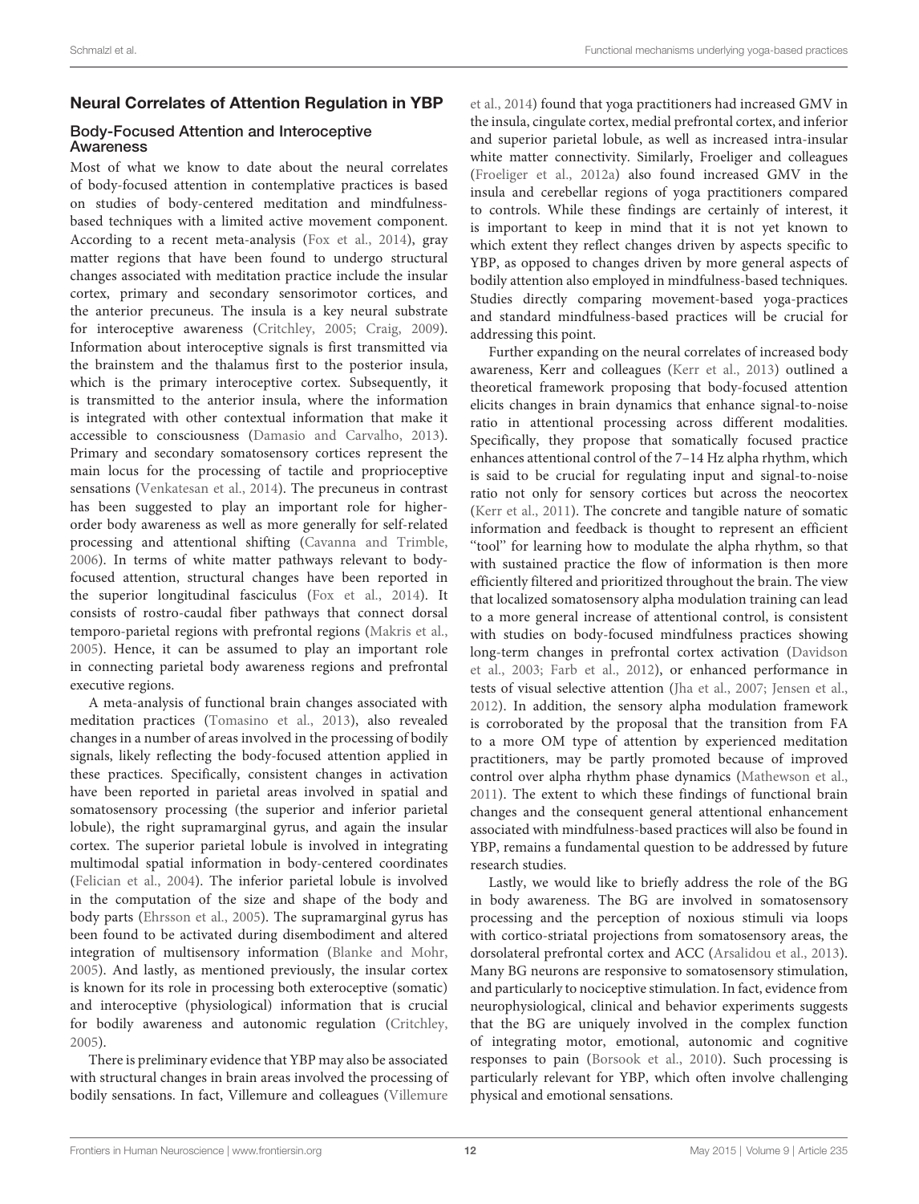## Neural Correlates of Attention Regulation in YBP

### Body-Focused Attention and Interoceptive Awareness

Most of what we know to date about the neural correlates of body-focused attention in contemplative practices is based on studies of body-centered meditation and mindfulness-based techniques with a limited active movement component. According to a recent meta-analysis (Fox et al., 2014), gray matter regions that have been found to undergo structural changes associated with meditation practice include the insular cortex, primary and secondary sensorimotor cortices, and the anterior precuneus. The insula is a key neural substrate for interoceptive awareness (Critchley, 2005; Craig, 2009). Information about interoceptive signals is first transmitted via the brainstem and the thalamus first to the posterior insula, which is the primary interoceptive cortex. Subsequently, it is transmitted to the anterior insula, where the information is integrated with other contextual information that make it accessible to consciousness (Damasio and Carvalho, 2013). Primary and secondary somatosensory cortices represent the main locus for the processing of tactile and proprioceptive sensations (Venkatesan et al., 2014). The precuneus in contrast has been suggested to play an important role for higher-order body awareness as well as more generally for self-related processing and attentional shifting (Cavanna and Trimble, 2006). In terms of white matter pathways relevant to body-focused attention, structural changes have been reported in the superior longitudinal fasciculus (Fox et al., 2014). It consists of rostro-caudal fiber pathways that connect dorsal temporo-parietal regions with prefrontal regions (Makris et al., 2005). Hence, it can be assumed to play an important role in connecting parietal body awareness regions and prefrontal executive regions.

A meta-analysis of functional brain changes associated with meditation practices (Tomasino et al., 2013), also revealed changes in a number of areas involved in the processing of bodily signals, likely reflecting the body-focused attention applied in these practices. Specifically, consistent changes in activation have been reported in parietal areas involved in spatial and somatosensory processing (the superior and inferior parietal lobule), the right supramarginal gyrus, and again the insular cortex. The superior parietal lobule is involved in integrating multimodal spatial information in body-centered coordinates (Felician et al., 2004). The inferior parietal lobule is involved in the computation of the size and shape of the body and body parts (Ehrsson et al., 2005). The supramarginal gyrus has been found to be activated during disembodiment and altered integration of multisensory information (Blanke and Mohr, 2005). And lastly, as mentioned previously, the insular cortex is known for its role in processing both exteroceptive (somatic) and interoceptive (physiological) information that is crucial for bodily awareness and autonomic regulation (Critchley, 2005).

There is preliminary evidence that YBP may also be associated with structural changes in brain areas involved the processing of bodily sensations. In fact, Villemure and colleagues (Villemure et al., 2014) found that yoga practitioners had increased GMV in the insula, cingulate cortex, medial prefrontal cortex, and inferior and superior parietal lobule, as well as increased intra-insular white matter connectivity. Similarly, Froeliger and colleagues (Froeliger et al., 2012a) also found increased GMV in the insula and cerebellar regions of yoga practitioners compared to controls. While these findings are certainly of interest, it is important to keep in mind that it is not yet known to which extent they reflect changes driven by aspects specific to YBP, as opposed to changes driven by more general aspects of bodily attention also employed in mindfulness-based techniques. Studies directly comparing movement-based yoga-practices and standard mindfulness-based practices will be crucial for addressing this point.

Further expanding on the neural correlates of increased body awareness, Kerr and colleagues (Kerr et al., 2013) outlined a theoretical framework proposing that body-focused attention elicits changes in brain dynamics that enhance signal-to-noise ratio in attentional processing across different modalities. Specifically, they propose that somatically focused practice enhances attentional control of the 7–14 Hz alpha rhythm, which is said to be crucial for regulating input and signal-to-noise ratio not only for sensory cortices but across the neocortex (Kerr et al., 2011). The concrete and tangible nature of somatic information and feedback is thought to represent an efficient "tool" for learning how to modulate the alpha rhythm, so that with sustained practice the flow of information is then more efficiently filtered and prioritized throughout the brain. The view that localized somatosensory alpha modulation training can lead to a more general increase of attentional control, is consistent with studies on body-focused mindfulness practices showing long-term changes in prefrontal cortex activation (Davidson et al., 2003; Farb et al., 2012), or enhanced performance in tests of visual selective attention (Jha et al., 2007; Jensen et al., 2012). In addition, the sensory alpha modulation framework is corroborated by the proposal that the transition from FA to a more OM type of attention by experienced meditation practitioners, may be partly promoted because of improved control over alpha rhythm phase dynamics (Mathewson et al., 2011). The extent to which these findings of functional brain changes and the consequent general attentional enhancement associated with mindfulness-based practices will also be found in YBP, remains a fundamental question to be addressed by future research studies.

Lastly, we would like to briefly address the role of the BG in body awareness. The BG are involved in somatosensory processing and the perception of noxious stimuli via loops with cortico-striatal projections from somatosensory areas, the dorsolateral prefrontal cortex and ACC (Arsalidou et al., 2013). Many BG neurons are responsive to somatosensory stimulation, and particularly to nociceptive stimulation. In fact, evidence from neurophysiological, clinical and behavior experiments suggests that the BG are uniquely involved in the complex function of integrating motor, emotional, autonomic and cognitive responses to pain (Borsook et al., 2010). Such processing is particularly relevant for YBP, which often involve challenging physical and emotional sensations.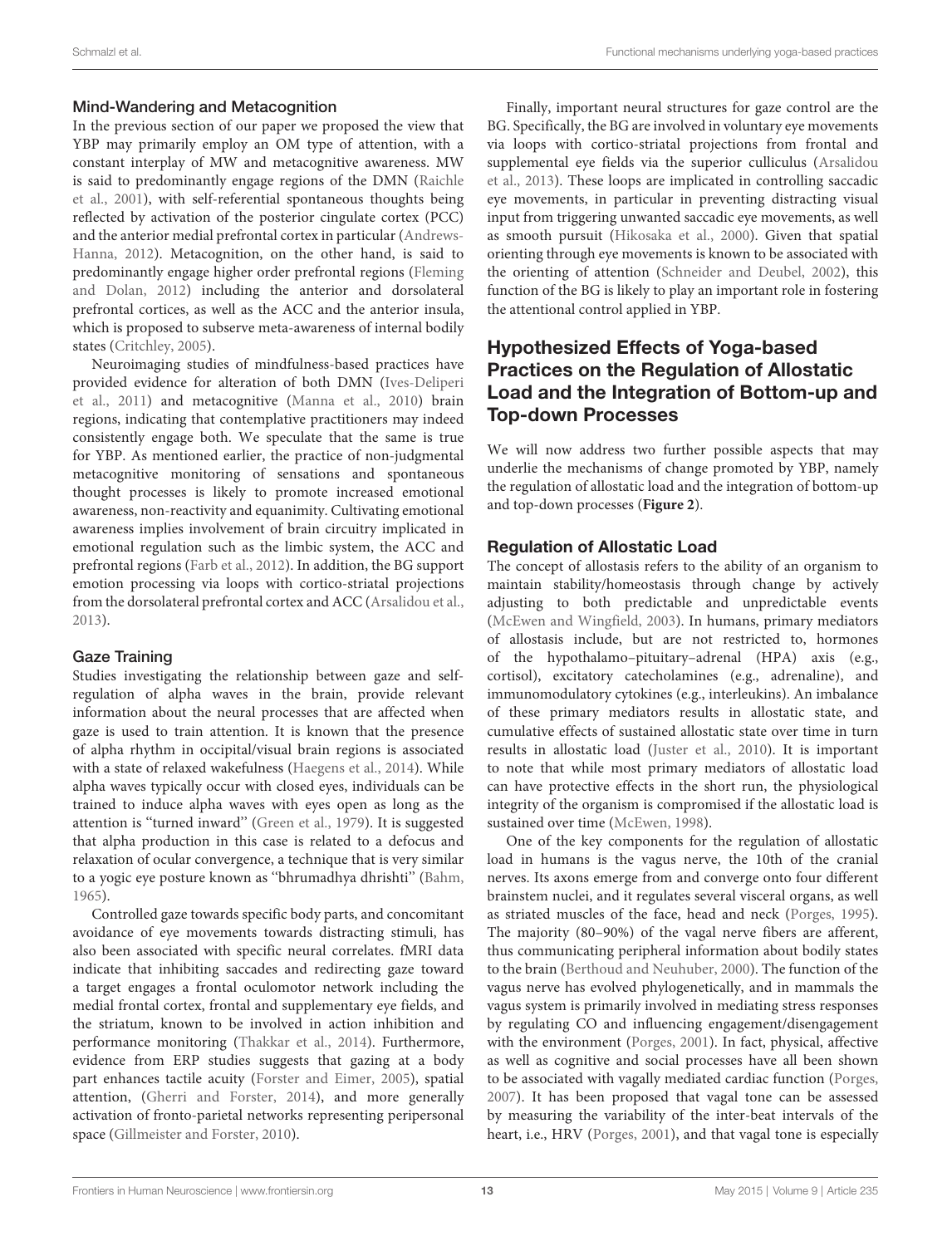### Mind-Wandering and Metacognition

In the previous section of our paper we proposed the view that YBP may primarily employ an OM type of attention, with a constant interplay of MW and metacognitive awareness. MW is said to predominantly engage regions of the DMN (Raichle et al., 2001), with self-referential spontaneous thoughts being reflected by activation of the posterior cingulate cortex (PCC) and the anterior medial prefrontal cortex in particular (Andrews-Hanna, 2012). Metacognition, on the other hand, is said to predominantly engage higher order prefrontal regions (Fleming and Dolan, 2012) including the anterior and dorsolateral prefrontal cortices, as well as the ACC and the anterior insula, which is proposed to subserve meta-awareness of internal bodily states (Critchley, 2005).

Neuroimaging studies of mindfulness-based practices have provided evidence for alteration of both DMN (Ives-Deliperi et al., 2011) and metacognitive (Manna et al., 2010) brain regions, indicating that contemplative practitioners may indeed consistently engage both. We speculate that the same is true for YBP. As mentioned earlier, the practice of non-judgmental metacognitive monitoring of sensations and spontaneous thought processes is likely to promote increased emotional awareness, non-reactivity and equanimity. Cultivating emotional awareness implies involvement of brain circuitry implicated in emotional regulation such as the limbic system, the ACC and prefrontal regions (Farb et al., 2012). In addition, the BG support emotion processing via loops with cortico-striatal projections from the dorsolateral prefrontal cortex and ACC (Arsalidou et al., 2013).

### Gaze Training

Studies investigating the relationship between gaze and self-regulation of alpha waves in the brain, provide relevant information about the neural processes that are affected when gaze is used to train attention. It is known that the presence of alpha rhythm in occipital/visual brain regions is associated with a state of relaxed wakefulness (Haegens et al., 2014). While alpha waves typically occur with closed eyes, individuals can be trained to induce alpha waves with eyes open as long as the attention is "turned inward" (Green et al., 1979). It is suggested that alpha production in this case is related to a defocus and relaxation of ocular convergence, a technique that is very similar to a yogic eye posture known as "bhrumadhya dhrishti" (Bahm, 1965).

Controlled gaze towards specific body parts, and concomitant avoidance of eye movements towards distracting stimuli, has also been associated with specific neural correlates. fMRI data indicate that inhibiting saccades and redirecting gaze toward a target engages a frontal oculomotor network including the medial frontal cortex, frontal and supplementary eye fields, and the striatum, known to be involved in action inhibition and performance monitoring (Thakkar et al., 2014). Furthermore, evidence from ERP studies suggests that gazing at a body part enhances tactile acuity (Forster and Eimer, 2005), spatial attention, (Gherri and Forster, 2014), and more generally activation of fronto-parietal networks representing peripersonal space (Gillmeister and Forster, 2010).

Finally, important neural structures for gaze control are the BG. Specifically, the BG are involved in voluntary eye movements via loops with cortico-striatal projections from frontal and supplemental eye fields via the superior culliculus (Arsalidou et al., 2013). These loops are implicated in controlling saccadic eye movements, in particular in preventing distracting visual input from triggering unwanted saccadic eye movements, as well as smooth pursuit (Hikosaka et al., 2000). Given that spatial orienting through eye movements is known to be associated with the orienting of attention (Schneider and Deubel, 2002), this function of the BG is likely to play an important role in fostering the attentional control applied in YBP.

## Hypothesized Effects of Yoga-based Practices on the Regulation of Allostatic Load and the Integration of Bottom-up and Top-down Processes

We will now address two further possible aspects that may underlie the mechanisms of change promoted by YBP, namely the regulation of allostatic load and the integration of bottom-up and top-down processes (**Figure 2**).

### Regulation of Allostatic Load

The concept of allostasis refers to the ability of an organism to maintain stability/homeostasis through change by actively adjusting to both predictable and unpredictable events (McEwen and Wingfield, 2003). In humans, primary mediators of allostasis include, but are not restricted to, hormones of the hypothalamo–pituitary–adrenal (HPA) axis (e.g., cortisol), excitatory catecholamines (e.g., adrenaline), and immunomodulatory cytokines (e.g., interleukins). An imbalance of these primary mediators results in allostatic state, and cumulative effects of sustained allostatic state over time in turn results in allostatic load (Juster et al., 2010). It is important to note that while most primary mediators of allostatic load can have protective effects in the short run, the physiological integrity of the organism is compromised if the allostatic load is sustained over time (McEwen, 1998).

One of the key components for the regulation of allostatic load in humans is the vagus nerve, the 10th of the cranial nerves. Its axons emerge from and converge onto four different brainstem nuclei, and it regulates several visceral organs, as well as striated muscles of the face, head and neck (Porges, 1995). The majority (80–90%) of the vagal nerve fibers are afferent, thus communicating peripheral information about bodily states to the brain (Berthoud and Neuhuber, 2000). The function of the vagus nerve has evolved phylogenetically, and in mammals the vagus system is primarily involved in mediating stress responses by regulating CO and influencing engagement/disengagement with the environment (Porges, 2001). In fact, physical, affective as well as cognitive and social processes have all been shown to be associated with vagally mediated cardiac function (Porges, 2007). It has been proposed that vagal tone can be assessed by measuring the variability of the inter-beat intervals of the heart, i.e., HRV (Porges, 2001), and that vagal tone is especially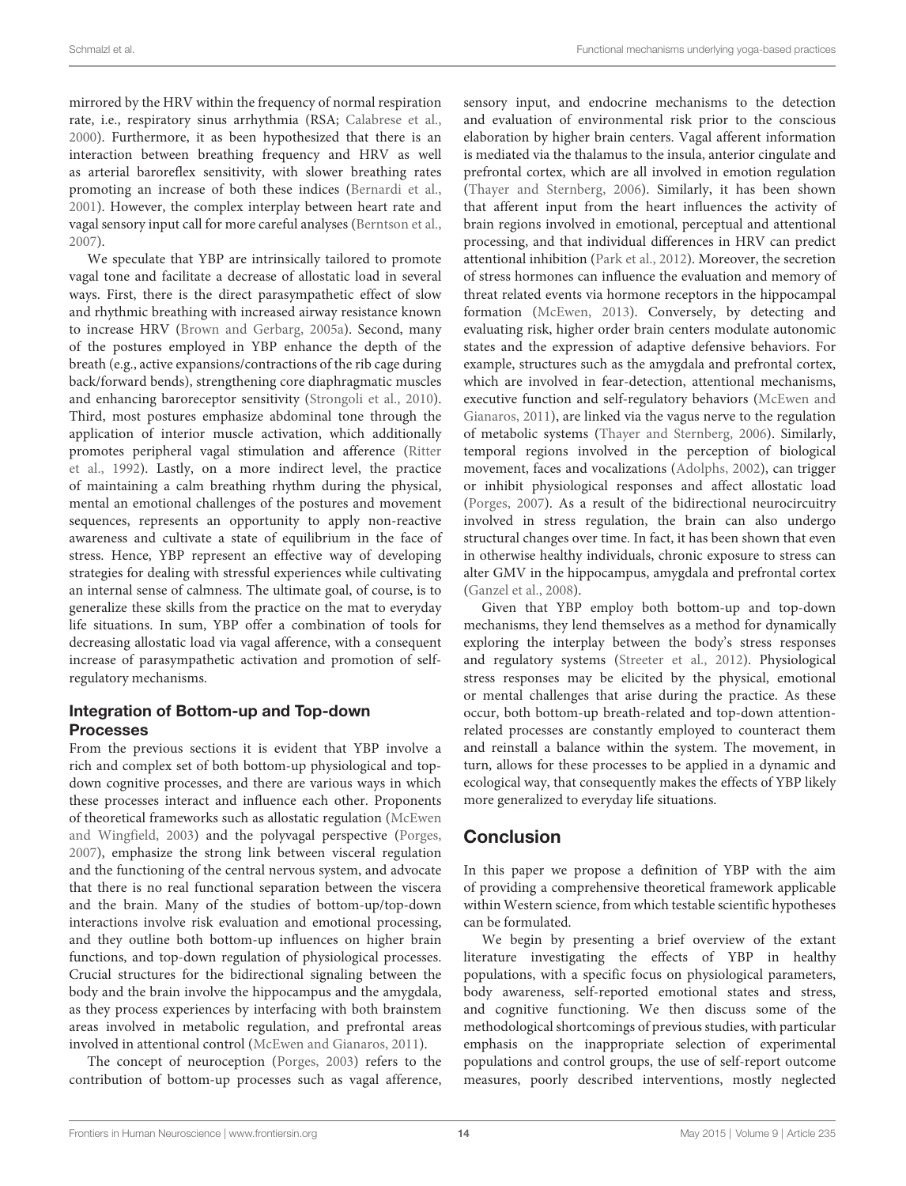mirrored by the HRV within the frequency of normal respiration rate, i.e., respiratory sinus arrhythmia (RSA; Calabrese et al., 2000). Furthermore, it as been hypothesized that there is an interaction between breathing frequency and HRV as well as arterial baroreflex sensitivity, with slower breathing rates promoting an increase of both these indices (Bernardi et al., 2001). However, the complex interplay between heart rate and vagal sensory input call for more careful analyses (Berntson et al., 2007).

We speculate that YBP are intrinsically tailored to promote vagal tone and facilitate a decrease of allostatic load in several ways. First, there is the direct parasympathetic effect of slow and rhythmic breathing with increased airway resistance known to increase HRV (Brown and Gerbarg, 2005a). Second, many of the postures employed in YBP enhance the depth of the breath (e.g., active expansions/contractions of the rib cage during back/forward bends), strengthening core diaphragmatic muscles and enhancing baroreceptor sensitivity (Strongoli et al., 2010). Third, most postures emphasize abdominal tone through the application of interior muscle activation, which additionally promotes peripheral vagal stimulation and afference (Ritter et al., 1992). Lastly, on a more indirect level, the practice of maintaining a calm breathing rhythm during the physical, mental an emotional challenges of the postures and movement sequences, represents an opportunity to apply non-reactive awareness and cultivate a state of equilibrium in the face of stress. Hence, YBP represent an effective way of developing strategies for dealing with stressful experiences while cultivating an internal sense of calmness. The ultimate goal, of course, is to generalize these skills from the practice on the mat to everyday life situations. In sum, YBP offer a combination of tools for decreasing allostatic load via vagal afference, with a consequent increase of parasympathetic activation and promotion of self-regulatory mechanisms.

### Integration of Bottom-up and Top-down Processes

From the previous sections it is evident that YBP involve a rich and complex set of both bottom-up physiological and top-down cognitive processes, and there are various ways in which these processes interact and influence each other. Proponents of theoretical frameworks such as allostatic regulation (McEwen and Wingfield, 2003) and the polyvagal perspective (Porges, 2007), emphasize the strong link between visceral regulation and the functioning of the central nervous system, and advocate that there is no real functional separation between the viscera and the brain. Many of the studies of bottom-up/top-down interactions involve risk evaluation and emotional processing, and they outline both bottom-up influences on higher brain functions, and top-down regulation of physiological processes. Crucial structures for the bidirectional signaling between the body and the brain involve the hippocampus and the amygdala, as they process experiences by interfacing with both brainstem areas involved in metabolic regulation, and prefrontal areas involved in attentional control (McEwen and Gianaros, 2011).

The concept of neuroception (Porges, 2003) refers to the contribution of bottom-up processes such as vagal afference, sensory input, and endocrine mechanisms to the detection and evaluation of environmental risk prior to the conscious elaboration by higher brain centers. Vagal afferent information is mediated via the thalamus to the insula, anterior cingulate and prefrontal cortex, which are all involved in emotion regulation (Thayer and Sternberg, 2006). Similarly, it has been shown that afferent input from the heart influences the activity of brain regions involved in emotional, perceptual and attentional processing, and that individual differences in HRV can predict attentional inhibition (Park et al., 2012). Moreover, the secretion of stress hormones can influence the evaluation and memory of threat related events via hormone receptors in the hippocampal formation (McEwen, 2013). Conversely, by detecting and evaluating risk, higher order brain centers modulate autonomic states and the expression of adaptive defensive behaviors. For example, structures such as the amygdala and prefrontal cortex, which are involved in fear-detection, attentional mechanisms, executive function and self-regulatory behaviors (McEwen and Gianaros, 2011), are linked via the vagus nerve to the regulation of metabolic systems (Thayer and Sternberg, 2006). Similarly, temporal regions involved in the perception of biological movement, faces and vocalizations (Adolphs, 2002), can trigger or inhibit physiological responses and affect allostatic load (Porges, 2007). As a result of the bidirectional neurocircuitry involved in stress regulation, the brain can also undergo structural changes over time. In fact, it has been shown that even in otherwise healthy individuals, chronic exposure to stress can alter GMV in the hippocampus, amygdala and prefrontal cortex (Ganzel et al., 2008).

Given that YBP employ both bottom-up and top-down mechanisms, they lend themselves as a method for dynamically exploring the interplay between the body's stress responses and regulatory systems (Streeter et al., 2012). Physiological stress responses may be elicited by the physical, emotional or mental challenges that arise during the practice. As these occur, both bottom-up breath-related and top-down attention-related processes are constantly employed to counteract them and reinstall a balance within the system. The movement, in turn, allows for these processes to be applied in a dynamic and ecological way, that consequently makes the effects of YBP likely more generalized to everyday life situations.

## Conclusion

In this paper we propose a definition of YBP with the aim of providing a comprehensive theoretical framework applicable within Western science, from which testable scientific hypotheses can be formulated.

We begin by presenting a brief overview of the extant literature investigating the effects of YBP in healthy populations, with a specific focus on physiological parameters, body awareness, self-reported emotional states and stress, and cognitive functioning. We then discuss some of the methodological shortcomings of previous studies, with particular emphasis on the inappropriate selection of experimental populations and control groups, the use of self-report outcome measures, poorly described interventions, mostly neglected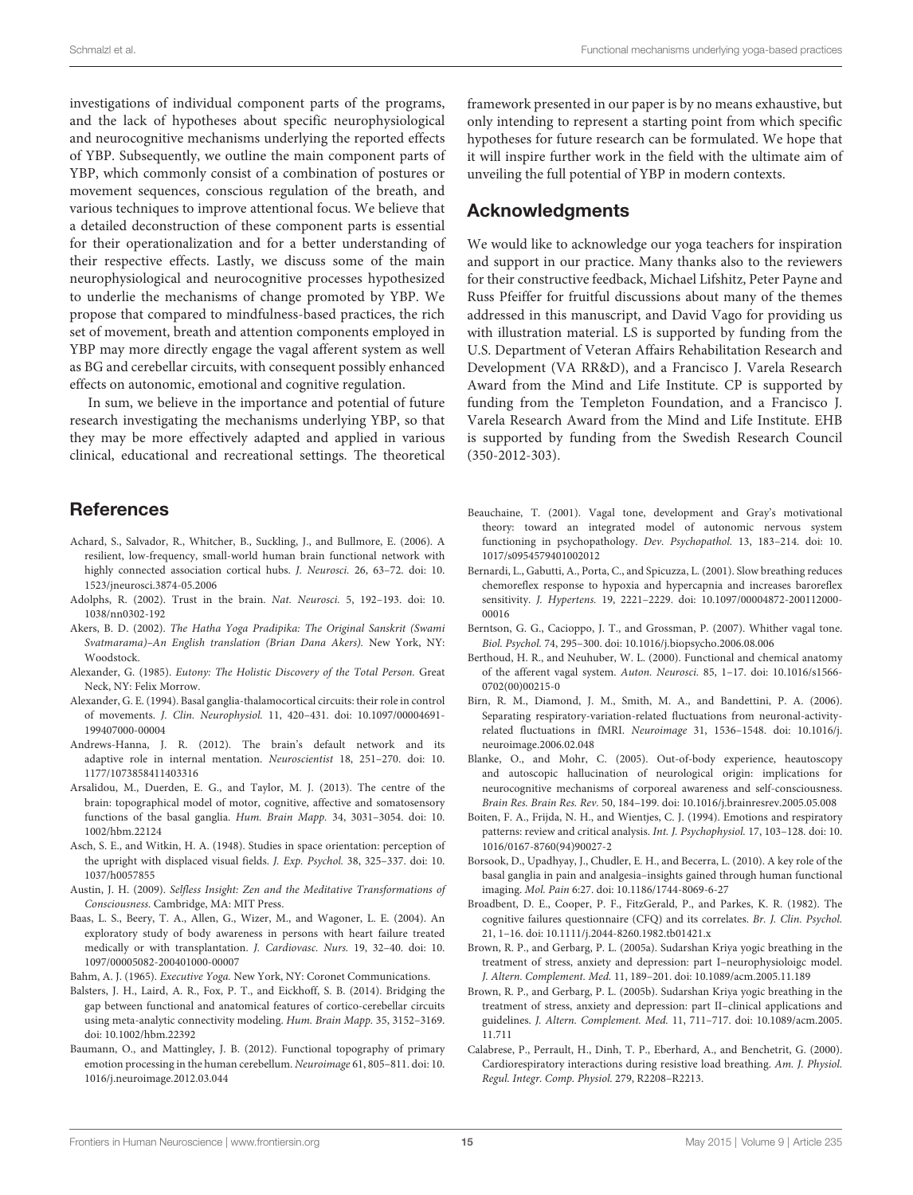investigations of individual component parts of the programs, and the lack of hypotheses about specific neurophysiological and neurocognitive mechanisms underlying the reported effects of YBP. Subsequently, we outline the main component parts of YBP, which commonly consist of a combination of postures or movement sequences, conscious regulation of the breath, and various techniques to improve attentional focus. We believe that a detailed deconstruction of these component parts is essential for their operationalization and for a better understanding of their respective effects. Lastly, we discuss some of the main neurophysiological and neurocognitive processes hypothesized to underlie the mechanisms of change promoted by YBP. We propose that compared to mindfulness-based practices, the rich set of movement, breath and attention components employed in YBP may more directly engage the vagal afferent system as well as BG and cerebellar circuits, with consequent possibly enhanced effects on autonomic, emotional and cognitive regulation.

In sum, we believe in the importance and potential of future research investigating the mechanisms underlying YBP, so that they may be more effectively adapted and applied in various clinical, educational and recreational settings. The theoretical framework presented in our paper is by no means exhaustive, but only intending to represent a starting point from which specific hypotheses for future research can be formulated. We hope that it will inspire further work in the field with the ultimate aim of unveiling the full potential of YBP in modern contexts.

## Acknowledgments

We would like to acknowledge our yoga teachers for inspiration and support in our practice. Many thanks also to the reviewers for their constructive feedback, Michael Lifshitz, Peter Payne and Russ Pfeiffer for fruitful discussions about many of the themes addressed in this manuscript, and David Vago for providing us with illustration material. LS is supported by funding from the U.S. Department of Veteran Affairs Rehabilitation Research and Development (VA RR&D), and a Francisco J. Varela Research Award from the Mind and Life Institute. CP is supported by funding from the Templeton Foundation, and a Francisco J. Varela Research Award from the Mind and Life Institute. EHB is supported by funding from the Swedish Research Council (350-2012-303).

## References

Achard, S., Salvador, R., Whitcher, B., Suckling, J., and Bullmore, E. (2006). A resilient, low-frequency, small-world human brain functional network with highly connected association cortical hubs. *J. Neurosci.* 26, 63–72. doi: 10.1523/jneurosci.3874-05.2006

Adolphs, R. (2002). Trust in the brain. *Nat. Neurosci.* 5, 192–193. doi: 10.1038/nn0302-192

Akers, B. D. (2002). *The Hatha Yoga Pradipika: The Original Sanskrit (Swami Svatmarama)–An English translation (Brian Dana Akers).* New York, NY: Woodstock.

Alexander, G. (1985). *Eutony: The Holistic Discovery of the Total Person.* Great Neck, NY: Felix Morrow.

Alexander, G. E. (1994). Basal ganglia-thalamocortical circuits: their role in control of movements. *J. Clin. Neurophysiol.* 11, 420–431. doi: 10.1097/00004691-199407000-00004

Andrews-Hanna, J. R. (2012). The brain's default network and its adaptive role in internal mentation. *Neuroscientist* 18, 251–270. doi: 10.1177/1073858411403316

Arsalidou, M., Duerden, E. G., and Taylor, M. J. (2013). The centre of the brain: topographical model of motor, cognitive, affective and somatosensory functions of the basal ganglia. *Hum. Brain Mapp.* 34, 3031–3054. doi: 10.1002/hbm.22124

Asch, S. E., and Witkin, H. A. (1948). Studies in space orientation: perception of the upright with displaced visual fields. *J. Exp. Psychol.* 38, 325–337. doi: 10.1037/h0057855

Austin, J. H. (2009). *Selfless Insight: Zen and the Meditative Transformations of Consciousness.* Cambridge, MA: MIT Press.

Baas, L. S., Beery, T. A., Allen, G., Wizer, M., and Wagoner, L. E. (2004). An exploratory study of body awareness in persons with heart failure treated medically or with transplantation. *J. Cardiovasc. Nurs.* 19, 32–40. doi: 10.1097/00005082-200401000-00007

Bahm, A. J. (1965). *Executive Yoga.* New York, NY: Coronet Communications.

Balsters, J. H., Laird, A. R., Fox, P. T., and Eickhoff, S. B. (2014). Bridging the gap between functional and anatomical features of cortico-cerebellar circuits using meta-analytic connectivity modeling. *Hum. Brain Mapp.* 35, 3152–3169. doi: 10.1002/hbm.22392

Baumann, O., and Mattingley, J. B. (2012). Functional topography of primary emotion processing in the human cerebellum. *Neuroimage* 61, 805–811. doi: 10.1016/j.neuroimage.2012.03.044

Beauchaine, T. (2001). Vagal tone, development and Gray's motivational theory: toward an integrated model of autonomic nervous system functioning in psychopathology. *Dev. Psychopathol.* 13, 183–214. doi: 10.1017/s0954579401002012

Bernardi, L., Gabutti, A., Porta, C., and Spicuzza, L. (2001). Slow breathing reduces chemoreflex response to hypoxia and hypercapnia and increases baroreflex sensitivity. *J. Hypertens.* 19, 2221–2229. doi: 10.1097/00004872-200112000-00016

Berntson, G. G., Cacioppo, J. T., and Grossman, P. (2007). Whither vagal tone. *Biol. Psychol.* 74, 295–300. doi: 10.1016/j.biopsycho.2006.08.006

Berthoud, H. R., and Neuhuber, W. L. (2000). Functional and chemical anatomy of the afferent vagal system. *Auton. Neurosci.* 85, 1–17. doi: 10.1016/s1566-0702(00)00215-0

Birn, R. M., Diamond, J. M., Smith, M. A., and Bandettini, P. A. (2006). Separating respiratory-variation-related fluctuations from neuronal-activity-related fluctuations in fMRI. *Neuroimage* 31, 1536–1548. doi: 10.1016/j.neuroimage.2006.02.048

Blanke, O., and Mohr, C. (2005). Out-of-body experience, heautoscopy and autoscopic hallucination of neurological origin: implications for neurocognitive mechanisms of corporeal awareness and self-consciousness. *Brain Res. Brain Res. Rev.* 50, 184–199. doi: 10.1016/j.brainresrev.2005.05.008

Boiten, F. A., Frijda, N. H., and Wientjes, C. J. (1994). Emotions and respiratory patterns: review and critical analysis. *Int. J. Psychophysiol.* 17, 103–128. doi: 10.1016/0167-8760(94)90027-2

Borsook, D., Upadhyay, J., Chudler, E. H., and Becerra, L. (2010). A key role of the basal ganglia in pain and analgesia–insights gained through human functional imaging. *Mol. Pain* 6:27. doi: 10.1186/1744-8069-6-27

Broadbent, D. E., Cooper, P. F., FitzGerald, P., and Parkes, K. R. (1982). The cognitive failures questionnaire (CFQ) and its correlates. *Br. J. Clin. Psychol.* 21, 1–16. doi: 10.1111/j.2044-8260.1982.tb01421.x

Brown, R. P., and Gerbarg, P. L. (2005a). Sudarshan Kriya yogic breathing in the treatment of stress, anxiety and depression: part I–neurophysioloigc model. *J. Altern. Complement. Med.* 11, 189–201. doi: 10.1089/acm.2005.11.189

Brown, R. P., and Gerbarg, P. L. (2005b). Sudarshan Kriya yogic breathing in the treatment of stress, anxiety and depression: part II–clinical applications and guidelines. *J. Altern. Complement. Med.* 11, 711–717. doi: 10.1089/acm.2005.11.711

Calabrese, P., Perrault, H., Dinh, T. P., Eberhard, A., and Benchetrit, G. (2000). Cardiorespiratory interactions during resistive load breathing. *Am. J. Physiol. Regul. Integr. Comp. Physiol.* 279, R2208–R2213.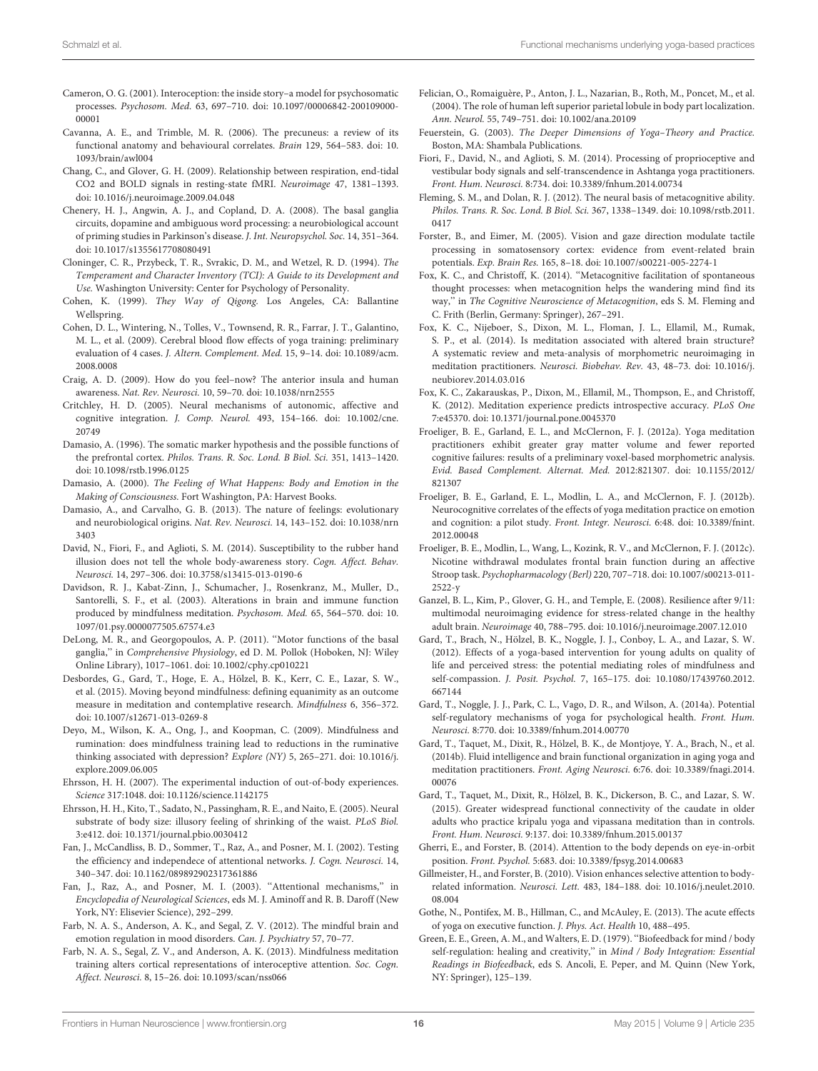Cameron, O. G. (2001). Interoception: the inside story–a model for psychosomatic processes. *Psychosom. Med.* 63, 697–710. doi: 10.1097/00006842-200109000-00001

Cavanna, A. E., and Trimble, M. R. (2006). The precuneus: a review of its functional anatomy and behavioural correlates. *Brain* 129, 564–583. doi: 10.1093/brain/awl004

Chang, C., and Glover, G. H. (2009). Relationship between respiration, end-tidal CO2 and BOLD signals in resting-state fMRI. *Neuroimage* 47, 1381–1393. doi: 10.1016/j.neuroimage.2009.04.048

Chenery, H. J., Angwin, A. J., and Copland, D. A. (2008). The basal ganglia circuits, dopamine and ambiguous word processing: a neurobiological account of priming studies in Parkinson's disease. *J. Int. Neuropsychol. Soc.* 14, 351–364. doi: 10.1017/s1355617708080491

Cloninger, C. R., Przybeck, T. R., Svrakic, D. M., and Wetzel, R. D. (1994). *The Temperament and Character Inventory (TCI): A Guide to its Development and Use.* Washington University: Center for Psychology of Personality.

Cohen, K. (1999). *They Way of Qigong.* Los Angeles, CA: Ballantine Wellspring.

Cohen, D. L., Wintering, N., Tolles, V., Townsend, R. R., Farrar, J. T., Galantino, M. L., et al. (2009). Cerebral blood flow effects of yoga training: preliminary evaluation of 4 cases. *J. Altern. Complement. Med.* 15, 9–14. doi: 10.1089/acm.2008.0008

Craig, A. D. (2009). How do you feel–now? The anterior insula and human awareness. *Nat. Rev. Neurosci.* 10, 59–70. doi: 10.1038/nrn2555

Critchley, H. D. (2005). Neural mechanisms of autonomic, affective and cognitive integration. *J. Comp. Neurol.* 493, 154–166. doi: 10.1002/cne.20749

Damasio, A. (1996). The somatic marker hypothesis and the possible functions of the prefrontal cortex. *Philos. Trans. R. Soc. Lond. B Biol. Sci.* 351, 1413–1420. doi: 10.1098/rstb.1996.0125

Damasio, A. (2000). *The Feeling of What Happens: Body and Emotion in the Making of Consciousness.* Fort Washington, PA: Harvest Books.

Damasio, A., and Carvalho, G. B. (2013). The nature of feelings: evolutionary and neurobiological origins. *Nat. Rev. Neurosci.* 14, 143–152. doi: 10.1038/nrn3403

David, N., Fiori, F., and Aglioti, S. M. (2014). Susceptibility to the rubber hand illusion does not tell the whole body-awareness story. *Cogn. Affect. Behav. Neurosci.* 14, 297–306. doi: 10.3758/s13415-013-0190-6

Davidson, R. J., Kabat-Zinn, J., Schumacher, J., Rosenkranz, M., Muller, D., Santorelli, S. F., et al. (2003). Alterations in brain and immune function produced by mindfulness meditation. *Psychosom. Med.* 65, 564–570. doi: 10.1097/01.psy.0000077505.67574.e3

DeLong, M. R., and Georgopoulos, A. P. (2011). "Motor functions of the basal ganglia," in *Comprehensive Physiology*, ed D. M. Pollok (Hoboken, NJ: Wiley Online Library), 1017–1061. doi: 10.1002/cphy.cp010221

Desbordes, G., Gard, T., Hoge, E. A., Hölzel, B. K., Kerr, C. E., Lazar, S. W., et al. (2015). Moving beyond mindfulness: defining equanimity as an outcome measure in meditation and contemplative research. *Mindfulness* 6, 356–372. doi: 10.1007/s12671-013-0269-8

Deyo, M., Wilson, K. A., Ong, J., and Koopman, C. (2009). Mindfulness and rumination: does mindfulness training lead to reductions in the ruminative thinking associated with depression? *Explore (NY)* 5, 265–271. doi: 10.1016/j.explore.2009.06.005

Ehrsson, H. H. (2007). The experimental induction of out-of-body experiences. *Science* 317:1048. doi: 10.1126/science.1142175

Ehrsson, H. H., Kito, T., Sadato, N., Passingham, R. E., and Naito, E. (2005). Neural substrate of body size: illusory feeling of shrinking of the waist. *PLoS Biol.* 3:e412. doi: 10.1371/journal.pbio.0030412

Fan, J., McCandliss, B. D., Sommer, T., Raz, A., and Posner, M. I. (2002). Testing the efficiency and independece of attentional networks. *J. Cogn. Neurosci.* 14, 340–347. doi: 10.1162/089892902317361886

Fan, J., Raz, A., and Posner, M. I. (2003). "Attentional mechanisms," in *Encyclopedia of Neurological Sciences*, eds M. J. Aminoff and R. B. Daroff (New York, NY: Elisevier Science), 292–299.

Farb, N. A. S., Anderson, A. K., and Segal, Z. V. (2012). The mindful brain and emotion regulation in mood disorders. *Can. J. Psychiatry* 57, 70–77.

Farb, N. A. S., Segal, Z. V., and Anderson, A. K. (2013). Mindfulness meditation training alters cortical representations of interoceptive attention. *Soc. Cogn. Affect. Neurosci.* 8, 15–26. doi: 10.1093/scan/nss066

Felician, O., Romaiguère, P., Anton, J. L., Nazarian, B., Roth, M., Poncet, M., et al. (2004). The role of human left superior parietal lobule in body part localization. *Ann. Neurol.* 55, 749–751. doi: 10.1002/ana.20109

Feuerstein, G. (2003). *The Deeper Dimensions of Yoga–Theory and Practice.* Boston, MA: Shambala Publications.

Fiori, F., David, N., and Aglioti, S. M. (2014). Processing of proprioceptive and vestibular body signals and self-transcendence in Ashtanga yoga practitioners. *Front. Hum. Neurosci.* 8:734. doi: 10.3389/fnhum.2014.00734

Fleming, S. M., and Dolan, R. J. (2012). The neural basis of metacognitive ability. *Philos. Trans. R. Soc. Lond. B Biol. Sci.* 367, 1338–1349. doi: 10.1098/rstb.2011.0417

Forster, B., and Eimer, M. (2005). Vision and gaze direction modulate tactile processing in somatosensory cortex: evidence from event-related brain potentials. *Exp. Brain Res.* 165, 8–18. doi: 10.1007/s00221-005-2274-1

Fox, K. C., and Christoff, K. (2014). "Metacognitive facilitation of spontaneous thought processes: when metacognition helps the wandering mind find its way," in *The Cognitive Neuroscience of Metacognition*, eds S. M. Fleming and C. Frith (Berlin, Germany: Springer), 267–291.

Fox, K. C., Nijeboer, S., Dixon, M. L., Floman, J. L., Ellamil, M., Rumak, S. P., et al. (2014). Is meditation associated with altered brain structure? A systematic review and meta-analysis of morphometric neuroimaging in meditation practitioners. *Neurosci. Biobehav. Rev.* 43, 48–73. doi: 10.1016/j.neubiorev.2014.03.016

Fox, K. C., Zakarauskas, P., Dixon, M., Ellamil, M., Thompson, E., and Christoff, K. (2012). Meditation experience predicts introspective accuracy. *PLoS One* 7:e45370. doi: 10.1371/journal.pone.0045370

Froeliger, B. E., Garland, E. L., and McClernon, F. J. (2012a). Yoga meditation practitioners exhibit greater gray matter volume and fewer reported cognitive failures: results of a preliminary voxel-based morphometric analysis. *Evid. Based Complement. Alternat. Med.* 2012:821307. doi: 10.1155/2012/821307

Froeliger, B. E., Garland, E. L., Modlin, L. A., and McClernon, F. J. (2012b). Neurocognitive correlates of the effects of yoga meditation practice on emotion and cognition: a pilot study. *Front. Integr. Neurosci.* 6:48. doi: 10.3389/fnint.2012.00048

Froeliger, B. E., Modlin, L., Wang, L., Kozink, R. V., and McClernon, F. J. (2012c). Nicotine withdrawal modulates frontal brain function during an affective Stroop task. *Psychopharmacology (Berl)* 220, 707–718. doi: 10.1007/s00213-011-2522-y

Ganzel, B. L., Kim, P., Glover, G. H., and Temple, E. (2008). Resilience after 9/11: multimodal neuroimaging evidence for stress-related change in the healthy adult brain. *Neuroimage* 40, 788–795. doi: 10.1016/j.neuroimage.2007.12.010

Gard, T., Brach, N., Hölzel, B. K., Noggle, J. J., Conboy, L. A., and Lazar, S. W. (2012). Effects of a yoga-based intervention for young adults on quality of life and perceived stress: the potential mediating roles of mindfulness and self-compassion. *J. Posit. Psychol.* 7, 165–175. doi: 10.1080/17439760.2012.667144

Gard, T., Noggle, J. J., Park, C. L., Vago, D. R., and Wilson, A. (2014a). Potential self-regulatory mechanisms of yoga for psychological health. *Front. Hum. Neurosci.* 8:770. doi: 10.3389/fnhum.2014.00770

Gard, T., Taquet, M., Dixit, R., Hölzel, B. K., de Montjoye, Y. A., Brach, N., et al. (2014b). Fluid intelligence and brain functional organization in aging yoga and meditation practitioners. *Front. Aging Neurosci.* 6:76. doi: 10.3389/fnagi.2014.00076

Gard, T., Taquet, M., Dixit, R., Hölzel, B. K., Dickerson, B. C., and Lazar, S. W. (2015). Greater widespread functional connectivity of the caudate in older adults who practice kripalu yoga and vipassana meditation than in controls. *Front. Hum. Neurosci.* 9:137. doi: 10.3389/fnhum.2015.00137

Gherri, E., and Forster, B. (2014). Attention to the body depends on eye-in-orbit position. *Front. Psychol.* 5:683. doi: 10.3389/fpsyg.2014.00683

Gillmeister, H., and Forster, B. (2010). Vision enhances selective attention to body-related information. *Neurosci. Lett.* 483, 184–188. doi: 10.1016/j.neulet.2010.08.004

Gothe, N., Pontifex, M. B., Hillman, C., and McAuley, E. (2013). The acute effects of yoga on executive function. *J. Phys. Act. Health* 10, 488–495.

Green, E. E., Green, A. M., and Walters, E. D. (1979). "Biofeedback for mind / body self-regulation: healing and creativity," in *Mind / Body Integration: Essential Readings in Biofeedback*, eds S. Ancoli, E. Peper, and M. Quinn (New York, NY: Springer), 125–139.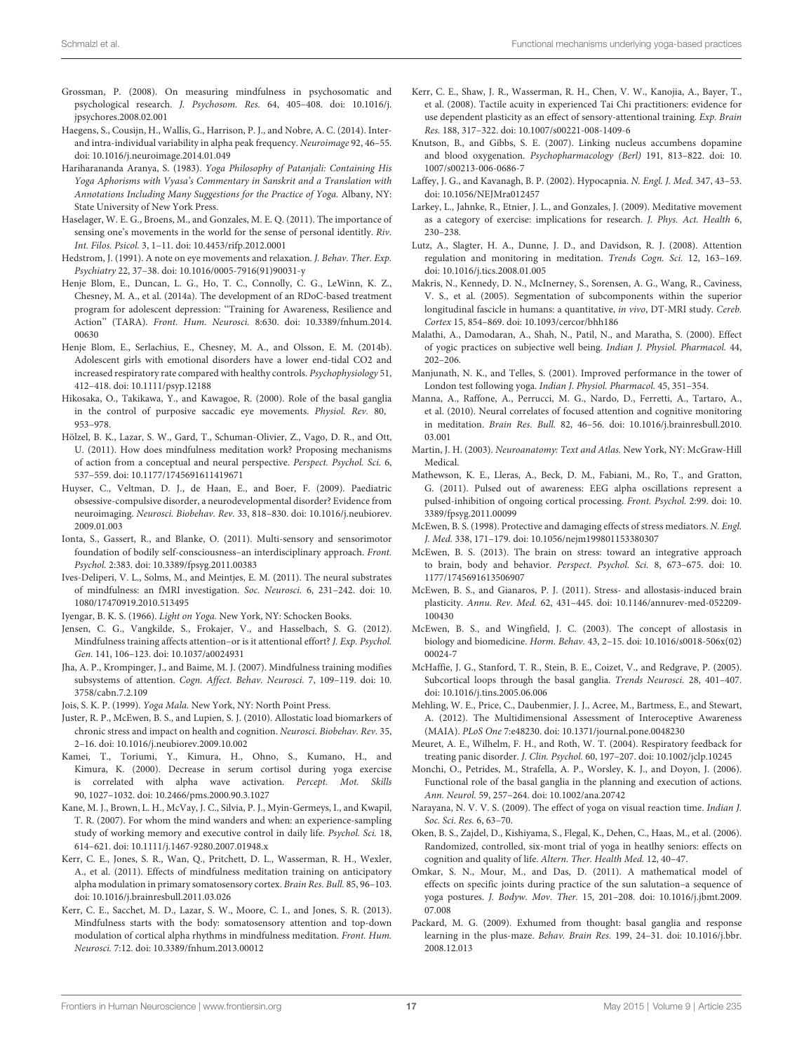Grossman, P. (2008). On measuring mindfulness in psychosomatic and psychological research. *J. Psychosom. Res.* 64, 405–408. doi: 10.1016/j.jpsychores.2008.02.001

Haegens, S., Cousijn, H., Wallis, G., Harrison, P. J., and Nobre, A. C. (2014). Inter- and intra-individual variability in alpha peak frequency. *Neuroimage* 92, 46–55. doi: 10.1016/j.neuroimage.2014.01.049

Hariharananda Aranya, S. (1983). *Yoga Philosophy of Patanjali: Containing His Yoga Aphorisms with Vyasa's Commentary in Sanskrit and a Translation with Annotations Including Many Suggestions for the Practice of Yoga.* Albany, NY: State University of New York Press.

Haselager, W. E. G., Broens, M., and Gonzales, M. E. Q. (2011). The importance of sensing one's movements in the world for the sense of personal identitly. *Riv. Int. Filos. Psicol.* 3, 1–11. doi: 10.4453/rifp.2012.0001

Hedstrom, J. (1991). A note on eye movements and relaxation. *J. Behav. Ther. Exp. Psychiatry* 22, 37–38. doi: 10.1016/0005-7916(91)90031-y

Henje Blom, E., Duncan, L. G., Ho, T. C., Connolly, C. G., LeWinn, K. Z., Chesney, M. A., et al. (2014a). The development of an RDoC-based treatment program for adolescent depression: "Training for Awareness, Resilience and Action" (TARA). *Front. Hum. Neurosci.* 8:630. doi: 10.3389/fnhum.2014.00630

Henje Blom, E., Serlachius, E., Chesney, M. A., and Olsson, E. M. (2014b). Adolescent girls with emotional disorders have a lower end-tidal CO2 and increased respiratory rate compared with healthy controls. *Psychophysiology* 51, 412–418. doi: 10.1111/psyp.12188

Hikosaka, O., Takikawa, Y., and Kawagoe, R. (2000). Role of the basal ganglia in the control of purposive saccadic eye movements. *Physiol. Rev.* 80, 953–978.

Hölzel, B. K., Lazar, S. W., Gard, T., Schuman-Olivier, Z., Vago, D. R., and Ott, U. (2011). How does mindfulness meditation work? Proposing mechanisms of action from a conceptual and neural perspective. *Perspect. Psychol. Sci.* 6, 537–559. doi: 10.1177/1745691611419671

Huyser, C., Veltman, D. J., de Haan, E., and Boer, F. (2009). Paediatric obsessive-compulsive disorder, a neurodevelopmental disorder? Evidence from neuroimaging. *Neurosci. Biobehav. Rev.* 33, 818–830. doi: 10.1016/j.neubiorev.2009.01.003

Ionta, S., Gassert, R., and Blanke, O. (2011). Multi-sensory and sensorimotor foundation of bodily self-consciousness–an interdisciplinary approach. *Front. Psychol.* 2:383. doi: 10.3389/fpsyg.2011.00383

Ives-Deliperi, V. L., Solms, M., and Meintjes, E. M. (2011). The neural substrates of mindfulness: an fMRI investigation. *Soc. Neurosci.* 6, 231–242. doi: 10.1080/17470919.2010.513495

Iyengar, B. K. S. (1966). *Light on Yoga.* New York, NY: Schocken Books.

Jensen, C. G., Vangkilde, S., Frokajer, V., and Hasselbach, S. G. (2012). Mindfulness training affects attention–or is it attentional effort? *J. Exp. Psychol. Gen.* 141, 106–123. doi: 10.1037/a0024931

Jha, A. P., Krompinger, J., and Baime, M. J. (2007). Mindfulness training modifies subsystems of attention. *Cogn. Affect. Behav. Neurosci.* 7, 109–119. doi: 10.3758/cabn.7.2.109

Jois, S. K. P. (1999). *Yoga Mala.* New York, NY: North Point Press.

Juster, R. P., McEwen, B. S., and Lupien, S. J. (2010). Allostatic load biomarkers of chronic stress and impact on health and cognition. *Neurosci. Biobehav. Rev.* 35, 2–16. doi: 10.1016/j.neubiorev.2009.10.002

Kamei, T., Toriumi, Y., Kimura, H., Ohno, S., Kumano, H., and Kimura, K. (2000). Decrease in serum cortisol during yoga exercise is correlated with alpha wave activation. *Percept. Mot. Skills* 90, 1027–1032. doi: 10.2466/pms.2000.90.3.1027

Kane, M. J., Brown, L. H., McVay, J. C., Silvia, P. J., Myin-Germeys, I., and Kwapil, T. R. (2007). For whom the mind wanders and when: an experience-sampling study of working memory and executive control in daily life. *Psychol. Sci.* 18, 614–621. doi: 10.1111/j.1467-9280.2007.01948.x

Kerr, C. E., Jones, S. R., Wan, Q., Pritchett, D. L., Wasserman, R. H., Wexler, A., et al. (2011). Effects of mindfulness meditation training on anticipatory alpha modulation in primary somatosensory cortex. *Brain Res. Bull.* 85, 96–103. doi: 10.1016/j.brainresbull.2011.03.026

Kerr, C. E., Sacchet, M. D., Lazar, S. W., Moore, C. I., and Jones, S. R. (2013). Mindfulness starts with the body: somatosensory attention and top-down modulation of cortical alpha rhythms in mindfulness meditation. *Front. Hum. Neurosci.* 7:12. doi: 10.3389/fnhum.2013.00012

Kerr, C. E., Shaw, J. R., Wasserman, R. H., Chen, V. W., Kanojia, A., Bayer, T., et al. (2008). Tactile acuity in experienced Tai Chi practitioners: evidence for use dependent plasticity as an effect of sensory-attentional training. *Exp. Brain Res.* 188, 317–322. doi: 10.1007/s00221-008-1409-6

Knutson, B., and Gibbs, S. E. (2007). Linking nucleus accumbens dopamine and blood oxygenation. *Psychopharmacology (Berl)* 191, 813–822. doi: 10.1007/s00213-006-0686-7

Laffey, J. G., and Kavanagh, B. P. (2002). Hypocapnia. *N. Engl. J. Med.* 347, 43–53. doi: 10.1056/NEJMra012457

Larkey, L., Jahnke, R., Etnier, J. L., and Gonzales, J. (2009). Meditative movement as a category of exercise: implications for research. *J. Phys. Act. Health* 6, 230–238.

Lutz, A., Slagter, H. A., Dunne, J. D., and Davidson, R. J. (2008). Attention regulation and monitoring in meditation. *Trends Cogn. Sci.* 12, 163–169. doi: 10.1016/j.tics.2008.01.005

Makris, N., Kennedy, D. N., McInerney, S., Sorensen, A. G., Wang, R., Caviness, V. S., et al. (2005). Segmentation of subcomponents within the superior longitudinal fascicle in humans: a quantitative, *in vivo*, DT-MRI study. *Cereb. Cortex* 15, 854–869. doi: 10.1093/cercor/bhh186

Malathi, A., Damodaran, A., Shah, N., Patil, N., and Maratha, S. (2000). Effect of yogic practices on subjective well being. *Indian J. Physiol. Pharmacol.* 44, 202–206.

Manjunath, N. K., and Telles, S. (2001). Improved performance in the tower of London test following yoga. *Indian J. Physiol. Pharmacol.* 45, 351–354.

Manna, A., Raffone, A., Perrucci, M. G., Nardo, D., Ferretti, A., Tartaro, A., et al. (2010). Neural correlates of focused attention and cognitive monitoring in meditation. *Brain Res. Bull.* 82, 46–56. doi: 10.1016/j.brainresbull.2010.03.001

Martin, J. H. (2003). *Neuroanatomy: Text and Atlas.* New York, NY: McGraw-Hill Medical.

Mathewson, K. E., Lleras, A., Beck, D. M., Fabiani, M., Ro, T., and Gratton, G. (2011). Pulsed out of awareness: EEG alpha oscillations represent a pulsed-inhibition of ongoing cortical processing. *Front. Psychol.* 2:99. doi: 10.3389/fpsyg.2011.00099

McEwen, B. S. (1998). Protective and damaging effects of stress mediators. *N. Engl. J. Med.* 338, 171–179. doi: 10.1056/nejm199801153380307

McEwen, B. S. (2013). The brain on stress: toward an integrative approach to brain, body and behavior. *Perspect. Psychol. Sci.* 8, 673–675. doi: 10.1177/1745691613506907

McEwen, B. S., and Gianaros, P. J. (2011). Stress- and allostasis-induced brain plasticity. *Annu. Rev. Med.* 62, 431–445. doi: 10.1146/annurev-med-052209-100430

McEwen, B. S., and Wingfield, J. C. (2003). The concept of allostasis in biology and biomedicine. *Horm. Behav.* 43, 2–15. doi: 10.1016/s0018-506x(02)00024-7

McHaffie, J. G., Stanford, T. R., Stein, B. E., Coizet, V., and Redgrave, P. (2005). Subcortical loops through the basal ganglia. *Trends Neurosci.* 28, 401–407. doi: 10.1016/j.tins.2005.06.006

Mehling, W. E., Price, C., Daubenmier, J. J., Acree, M., Bartmess, E., and Stewart, A. (2012). The Multidimensional Assessment of Interoceptive Awareness (MAIA). *PLoS One* 7:e48230. doi: 10.1371/journal.pone.0048230

Meuret, A. E., Wilhelm, F. H., and Roth, W. T. (2004). Respiratory feedback for treating panic disorder. *J. Clin. Psychol.* 60, 197–207. doi: 10.1002/jclp.10245

Monchi, O., Petrides, M., Strafella, A. P., Worsley, K. J., and Doyon, J. (2006). Functional role of the basal ganglia in the planning and execution of actions. *Ann. Neurol.* 59, 257–264. doi: 10.1002/ana.20742

Narayana, N. V. V. S. (2009). The effect of yoga on visual reaction time. *Indian J. Soc. Sci. Res.* 6, 63–70.

Oken, B. S., Zajdel, D., Kishiyama, S., Flegal, K., Dehen, C., Haas, M., et al. (2006). Randomized, controlled, six-mont trial of yoga in heatlhy seniors: effects on cognition and quality of life. *Altern. Ther. Health Med.* 12, 40–47.

Omkar, S. N., Mour, M., and Das, D. (2011). A mathematical model of effects on specific joints during practice of the sun salutation–a sequence of yoga postures. *J. Bodyw. Mov. Ther.* 15, 201–208. doi: 10.1016/j.jbmt.2009.07.008

Packard, M. G. (2009). Exhumed from thought: basal ganglia and response learning in the plus-maze. *Behav. Brain Res.* 199, 24–31. doi: 10.1016/j.bbr.2008.12.013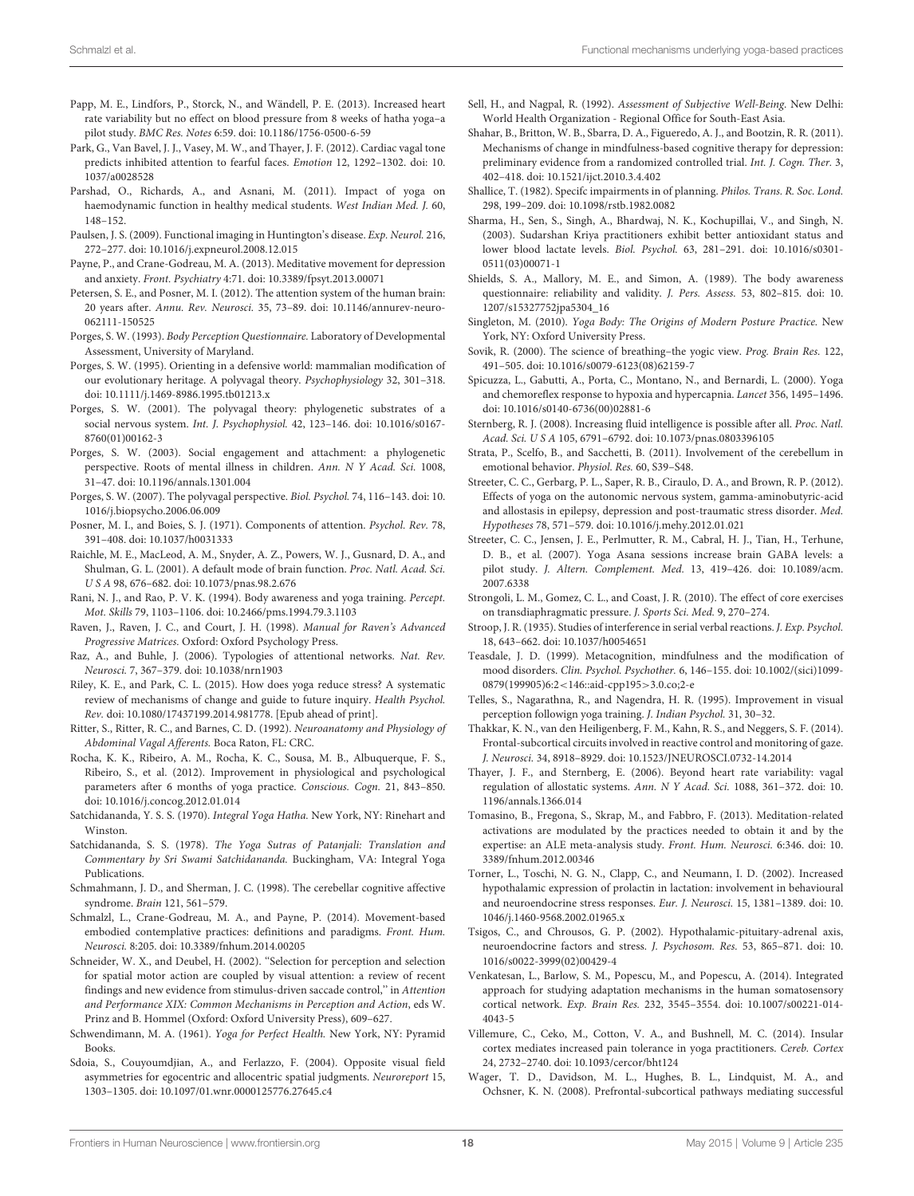Papp, M. E., Lindfors, P., Storck, N., and Wändell, P. E. (2013). Increased heart rate variability but no effect on blood pressure from 8 weeks of hatha yoga–a pilot study. *BMC Res. Notes* 6:59. doi: 10.1186/1756-0500-6-59

Park, G., Van Bavel, J. J., Vasey, M. W., and Thayer, J. F. (2012). Cardiac vagal tone predicts inhibited attention to fearful faces. *Emotion* 12, 1292–1302. doi: 10.1037/a0028528

Parshad, O., Richards, A., and Asnani, M. (2011). Impact of yoga on haemodynamic function in healthy medical students. *West Indian Med. J.* 60, 148–152.

Paulsen, J. S. (2009). Functional imaging in Huntington's disease. *Exp. Neurol.* 216, 272–277. doi: 10.1016/j.expneurol.2008.12.015

Payne, P., and Crane-Godreau, M. A. (2013). Meditative movement for depression and anxiety. *Front. Psychiatry* 4:71. doi: 10.3389/fpsyt.2013.00071

Petersen, S. E., and Posner, M. I. (2012). The attention system of the human brain: 20 years after. *Annu. Rev. Neurosci.* 35, 73–89. doi: 10.1146/annurev-neuro-062111-150525

Porges, S. W. (1993). *Body Perception Questionnaire*. Laboratory of Developmental Assessment, University of Maryland.

Porges, S. W. (1995). Orienting in a defensive world: mammalian modification of our evolutionary heritage. A polyvagal theory. *Psychophysiology* 32, 301–318. doi: 10.1111/j.1469-8986.1995.tb01213.x

Porges, S. W. (2001). The polyvagal theory: phylogenetic substrates of a social nervous system. *Int. J. Psychophysiol.* 42, 123–146. doi: 10.1016/s0167-8760(01)00162-3

Porges, S. W. (2003). Social engagement and attachment: a phylogenetic perspective. Roots of mental illness in children. *Ann. N Y Acad. Sci.* 1008, 31–47. doi: 10.1196/annals.1301.004

Porges, S. W. (2007). The polyvagal perspective. *Biol. Psychol.* 74, 116–143. doi: 10.1016/j.biopsycho.2006.06.009

Posner, M. I., and Boies, S. J. (1971). Components of attention. *Psychol. Rev.* 78, 391–408. doi: 10.1037/h0031333

Raichle, M. E., MacLeod, A. M., Snyder, A. Z., Powers, W. J., Gusnard, D. A., and Shulman, G. L. (2001). A default mode of brain function. *Proc. Natl. Acad. Sci. U S A* 98, 676–682. doi: 10.1073/pnas.98.2.676

Rani, N. J., and Rao, P. V. K. (1994). Body awareness and yoga training. *Percept. Mot. Skills* 79, 1103–1106. doi: 10.2466/pms.1994.79.3.1103

Raven, J., Raven, J. C., and Court, J. H. (1998). *Manual for Raven's Advanced Progressive Matrices*. Oxford: Oxford Psychology Press.

Raz, A., and Buhle, J. (2006). Typologies of attentional networks. *Nat. Rev. Neurosci.* 7, 367–379. doi: 10.1038/nrn1903

Riley, K. E., and Park, C. L. (2015). How does yoga reduce stress? A systematic review of mechanisms of change and guide to future inquiry. *Health Psychol. Rev.* doi: 10.1080/17437199.2014.981778. [Epub ahead of print].

Ritter, S., Ritter, R. C., and Barnes, C. D. (1992). *Neuroanatomy and Physiology of Abdominal Vagal Afferents.* Boca Raton, FL: CRC.

Rocha, K. K., Ribeiro, A. M., Rocha, K. C., Sousa, M. B., Albuquerque, F. S., Ribeiro, S., et al. (2012). Improvement in physiological and psychological parameters after 6 months of yoga practice. *Conscious. Cogn.* 21, 843–850. doi: 10.1016/j.concog.2012.01.014

Satchidananda, Y. S. S. (1970). *Integral Yoga Hatha.* New York, NY: Rinehart and Winston.

Satchidananda, S. S. (1978). *The Yoga Sutras of Patanjali: Translation and Commentary by Sri Swami Satchidananda.* Buckingham, VA: Integral Yoga Publications.

Schmahmann, J. D., and Sherman, J. C. (1998). The cerebellar cognitive affective syndrome. *Brain* 121, 561–579.

Schmalzl, L., Crane-Godreau, M. A., and Payne, P. (2014). Movement-based embodied contemplative practices: definitions and paradigms. *Front. Hum. Neurosci.* 8:205. doi: 10.3389/fnhum.2014.00205

Schneider, W. X., and Deubel, H. (2002). "Selection for perception and selection for spatial motor action are coupled by visual attention: a review of recent findings and new evidence from stimulus-driven saccade control," in *Attention and Performance XIX: Common Mechanisms in Perception and Action*, eds W. Prinz and B. Hommel (Oxford: Oxford University Press), 609–627.

Schwendimann, M. A. (1961). *Yoga for Perfect Health.* New York, NY: Pyramid Books.

Sdoia, S., Couyoumdjian, A., and Ferlazzo, F. (2004). Opposite visual field asymmetries for egocentric and allocentric spatial judgments. *Neuroreport* 15, 1303–1305. doi: 10.1097/01.wnr.0000125776.27645.c4

Sell, H., and Nagpal, R. (1992). *Assessment of Subjective Well-Being*. New Delhi: World Health Organization - Regional Office for South-East Asia.

Shahar, B., Britton, W. B., Sbarra, D. A., Figueredo, A. J., and Bootzin, R. R. (2011). Mechanisms of change in mindfulness-based cognitive therapy for depression: preliminary evidence from a randomized controlled trial. *Int. J. Cogn. Ther.* 3, 402–418. doi: 10.1521/ijct.2010.3.4.402

Shallice, T. (1982). Specifc impairments in of planning. *Philos. Trans. R. Soc. Lond.* 298, 199–209. doi: 10.1098/rstb.1982.0082

Sharma, H., Sen, S., Singh, A., Bhardwaj, N. K., Kochupillai, V., and Singh, N. (2003). Sudarshan Kriya practitioners exhibit better antioxidant status and lower blood lactate levels. *Biol. Psychol.* 63, 281–291. doi: 10.1016/s0301-0511(03)00071-1

Shields, S. A., Mallory, M. E., and Simon, A. (1989). The body awareness questionnaire: reliability and validity. *J. Pers. Assess.* 53, 802–815. doi: 10.1207/s15327752jpa5304_16

Singleton, M. (2010). *Yoga Body: The Origins of Modern Posture Practice.* New York, NY: Oxford University Press.

Sovik, R. (2000). The science of breathing–the yogic view. *Prog. Brain Res.* 122, 491–505. doi: 10.1016/s0079-6123(08)62159-7

Spicuzza, L., Gabutti, A., Porta, C., Montano, N., and Bernardi, L. (2000). Yoga and chemoreflex response to hypoxia and hypercapnia. *Lancet* 356, 1495–1496. doi: 10.1016/s0140-6736(00)02881-6

Sternberg, R. J. (2008). Increasing fluid intelligence is possible after all. *Proc. Natl. Acad. Sci. U S A* 105, 6791–6792. doi: 10.1073/pnas.0803396105

Strata, P., Scelfo, B., and Sacchetti, B. (2011). Involvement of the cerebellum in emotional behavior. *Physiol. Res.* 60, S39–S48.

Streeter, C. C., Gerbarg, P. L., Saper, R. B., Ciraulo, D. A., and Brown, R. P. (2012). Effects of yoga on the autonomic nervous system, gamma-aminobutyric-acid and allostasis in epilepsy, depression and post-traumatic stress disorder. *Med. Hypotheses* 78, 571–579. doi: 10.1016/j.mehy.2012.01.021

Streeter, C. C., Jensen, J. E., Perlmutter, R. M., Cabral, H. J., Tian, H., Terhune, D. B., et al. (2007). Yoga Asana sessions increase brain GABA levels: a pilot study. *J. Altern. Complement. Med.* 13, 419–426. doi: 10.1089/acm.2007.6338

Strongoli, L. M., Gomez, C. L., and Coast, J. R. (2010). The effect of core exercises on transdiaphragmatic pressure. *J. Sports Sci. Med.* 9, 270–274.

Stroop, J. R. (1935). Studies of interference in serial verbal reactions. *J. Exp. Psychol.* 18, 643–662. doi: 10.1037/h0054651

Teasdale, J. D. (1999). Metacognition, mindfulness and the modification of mood disorders. *Clin. Psychol. Psychother.* 6, 146–155. doi: 10.1002/(sici)1099-0879(199905)6:2<146::aid-cpp195>3.0.co;2-e

Telles, S., Nagarathna, R., and Nagendra, H. R. (1995). Improvement in visual perception followign yoga training. *J. Indian Psychol.* 31, 30–32.

Thakkar, K. N., van den Heiligenberg, F. M., Kahn, R. S., and Neggers, S. F. (2014). Frontal-subcortical circuits involved in reactive control and monitoring of gaze. *J. Neurosci.* 34, 8918–8929. doi: 10.1523/JNEUROSCI.0732-14.2014

Thayer, J. F., and Sternberg, E. (2006). Beyond heart rate variability: vagal regulation of allostatic systems. *Ann. N Y Acad. Sci.* 1088, 361–372. doi: 10.1196/annals.1366.014

Tomasino, B., Fregona, S., Skrap, M., and Fabbro, F. (2013). Meditation-related activations are modulated by the practices needed to obtain it and by the expertise: an ALE meta-analysis study. *Front. Hum. Neurosci.* 6:346. doi: 10.3389/fnhum.2012.00346

Torner, L., Toschi, N. G. N., Clapp, C., and Neumann, I. D. (2002). Increased hypothalamic expression of prolactin in lactation: involvement in behavioural and neuroendocrine stress responses. *Eur. J. Neurosci.* 15, 1381–1389. doi: 10.1046/j.1460-9568.2002.01965.x

Tsigos, C., and Chrousos, G. P. (2002). Hypothalamic-pituitary-adrenal axis, neuroendocrine factors and stress. *J. Psychosom. Res.* 53, 865–871. doi: 10.1016/s0022-3999(02)00429-4

Venkatesan, L., Barlow, S. M., Popescu, M., and Popescu, A. (2014). Integrated approach for studying adaptation mechanisms in the human somatosensory cortical network. *Exp. Brain Res.* 232, 3545–3554. doi: 10.1007/s00221-014-4043-5

Villemure, C., Ceko, M., Cotton, V. A., and Bushnell, M. C. (2014). Insular cortex mediates increased pain tolerance in yoga practitioners. *Cereb. Cortex* 24, 2732–2740. doi: 10.1093/cercor/bht124

Wager, T. D., Davidson, M. L., Hughes, B. L., Lindquist, M. A., and Ochsner, K. N. (2008). Prefrontal-subcortical pathways mediating successful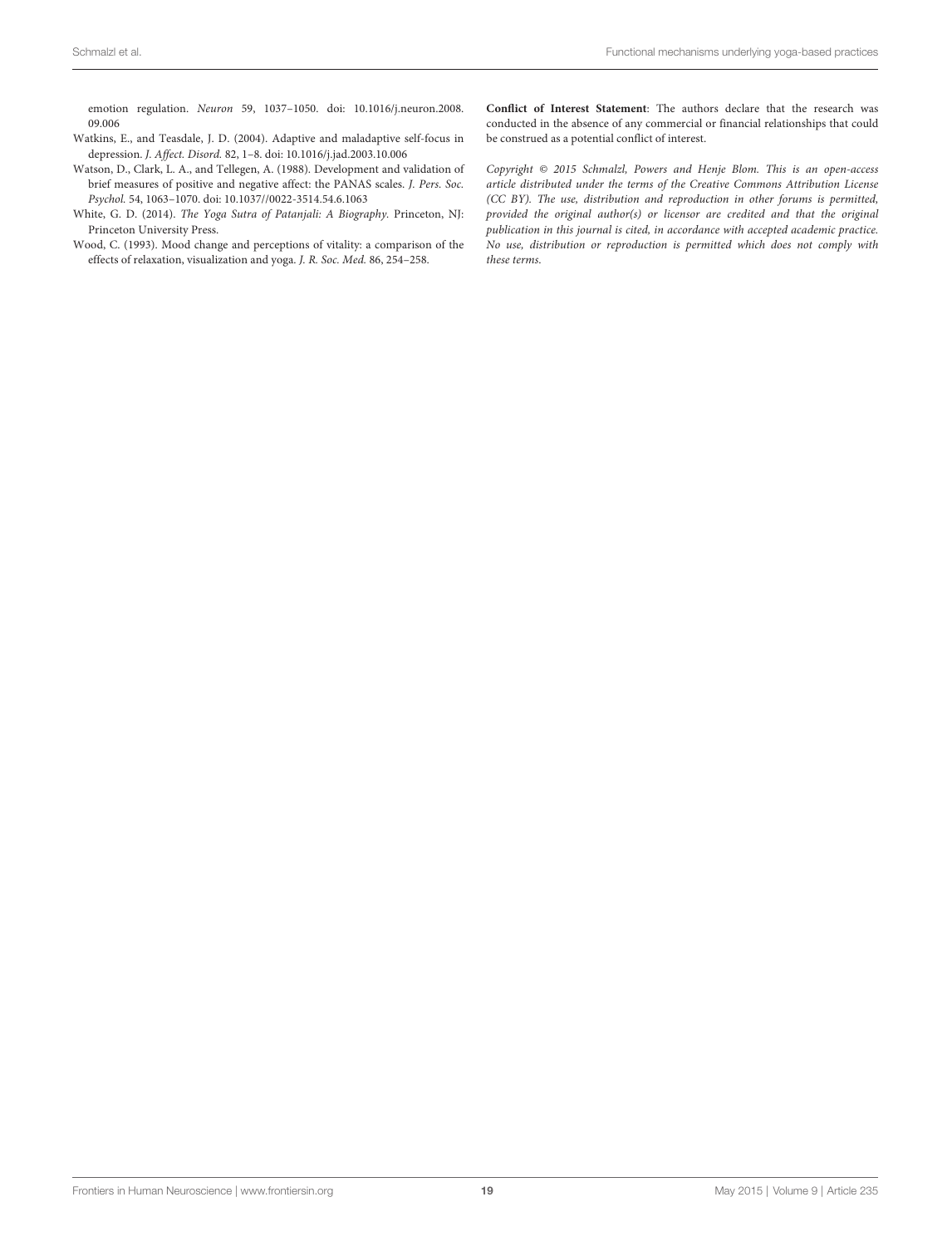emotion regulation. *Neuron* 59, 1037–1050. doi: 10.1016/j.neuron.2008.09.006

Watkins, E., and Teasdale, J. D. (2004). Adaptive and maladaptive self-focus in depression. *J. Affect. Disord.* 82, 1–8. doi: 10.1016/j.jad.2003.10.006

Watson, D., Clark, L. A., and Tellegen, A. (1988). Development and validation of brief measures of positive and negative affect: the PANAS scales. *J. Pers. Soc. Psychol.* 54, 1063–1070. doi: 10.1037//0022-3514.54.6.1063

White, G. D. (2014). *The Yoga Sutra of Patanjali: A Biography*. Princeton, NJ: Princeton University Press.

Wood, C. (1993). Mood change and perceptions of vitality: a comparison of the effects of relaxation, visualization and yoga. *J. R. Soc. Med.* 86, 254–258.

**Conflict of Interest Statement**: The authors declare that the research was conducted in the absence of any commercial or financial relationships that could be construed as a potential conflict of interest.

*Copyright © 2015 Schmalzl, Powers and Henje Blom. This is an open-access article distributed under the terms of the Creative Commons Attribution License (CC BY). The use, distribution and reproduction in other forums is permitted, provided the original author(s) or licensor are credited and that the original publication in this journal is cited, in accordance with accepted academic practice. No use, distribution or reproduction is permitted which does not comply with these terms.*